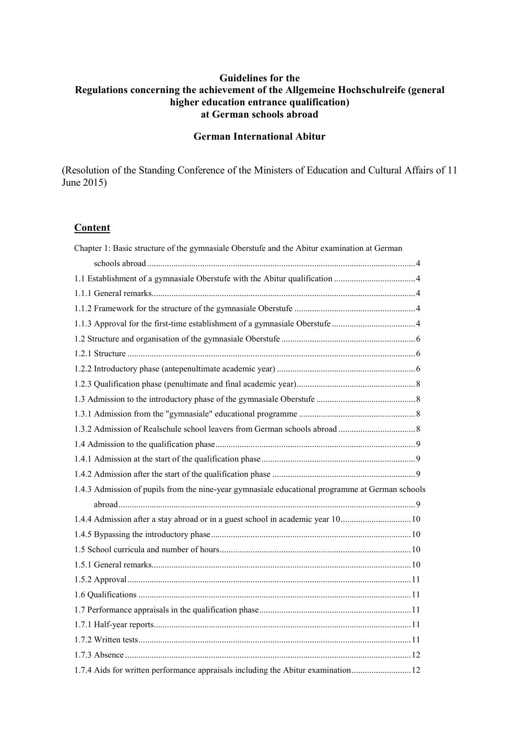# Guidelines for the Regulations concerning the achievement of the Allgemeine Hochschulreife (general higher education entrance qualification) at German schools abroad

## German International Abitur

(Resolution of the Standing Conference of the Ministers of Education and Cultural Affairs of 11 June 2015)

## Content

Chapter 1: Basic structure of the gymnasiale Oberstufe and the Abitur examination at German schools abroad .......... 4

1.1 Establishment of a gymnasiale Oberstufe with the Abitur qualification .......... 4

1.1.1 General remarks .......... 4

1.1.2 Framework for the structure of the gymnasiale Oberstufe .......... 4

1.1.3 Approval for the first-time establishment of a gymnasiale Oberstufe .......... 4

1.2 Structure and organisation of the gymnasiale Oberstufe .......... 6

1.2.1 Structure .......... 6

1.2.2 Introductory phase (antepenultimate academic year) .......... 6

1.2.3 Qualification phase (penultimate and final academic year) .......... 8

1.3 Admission to the introductory phase of the gymnasiale Oberstufe .......... 8

1.3.1 Admission from the "gymnasiale" educational programme .......... 8

1.3.2 Admission of Realschule school leavers from German schools abroad .......... 8

1.4 Admission to the qualification phase .......... 9

1.4.1 Admission at the start of the qualification phase .......... 9

1.4.2 Admission after the start of the qualification phase .......... 9

1.4.3 Admission of pupils from the nine-year gymnasiale educational programme at German schools abroad .......... 9

1.4.4 Admission after a stay abroad or in a guest school in academic year 10 .......... 10

1.4.5 Bypassing the introductory phase .......... 10

1.5 School curricula and number of hours .......... 10

1.5.1 General remarks .......... 10

1.5.2 Approval .......... 11

1.6 Qualifications .......... 11

1.7 Performance appraisals in the qualification phase .......... 11

1.7.1 Half-year reports .......... 11

1.7.2 Written tests .......... 11

1.7.3 Absence .......... 12

1.7.4 Aids for written performance appraisals including the Abitur examination .......... 12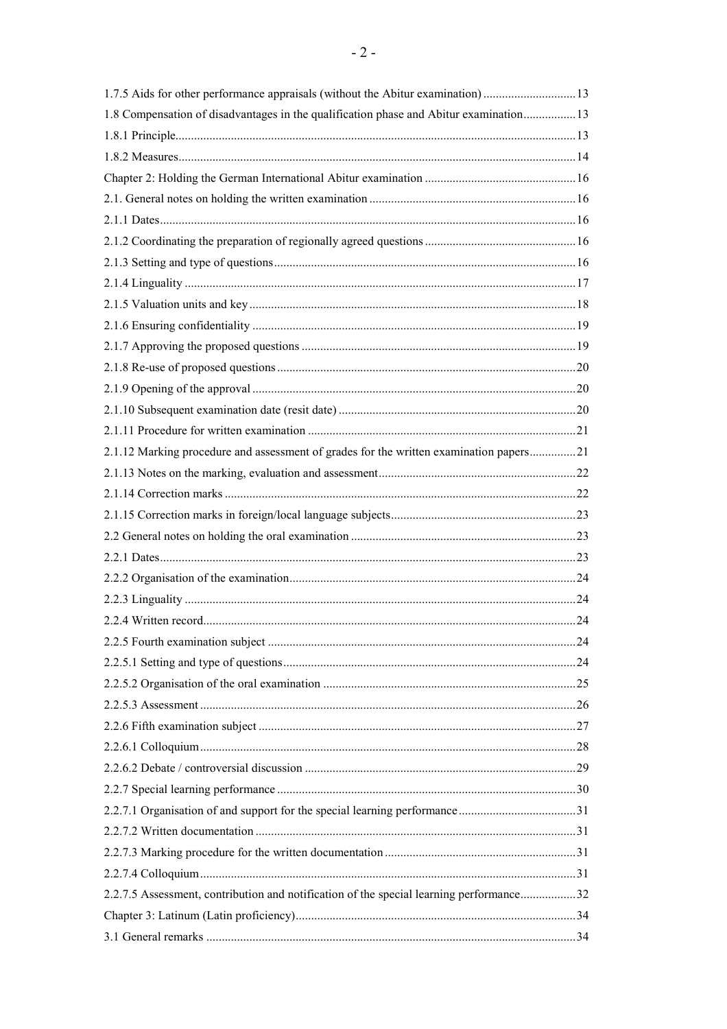1.7.5 Aids for other performance appraisals (without the Abitur examination) ............................. 13

1.8 Compensation of disadvantages in the qualification phase and Abitur examination ................. 13

1.8.1 Principle ................................................................................................................................. 13

1.8.2 Measures ................................................................................................................................ 14

Chapter 2: Holding the German International Abitur examination ................................................ 16

2.1. General notes on holding the written examination .................................................................. 16

2.1.1 Dates ...................................................................................................................................... 16

2.1.2 Coordinating the preparation of regionally agreed questions ................................................ 16

2.1.3 Setting and type of questions ................................................................................................. 16

2.1.4 Linguality .............................................................................................................................. 17

2.1.5 Valuation units and key ......................................................................................................... 18

2.1.6 Ensuring confidentiality ........................................................................................................ 19

2.1.7 Approving the proposed questions ........................................................................................ 19

2.1.8 Re-use of proposed questions ................................................................................................ 20

2.1.9 Opening of the approval ........................................................................................................ 20

2.1.10 Subsequent examination date (resit date) ............................................................................ 20

2.1.11 Procedure for written examination ...................................................................................... 21

2.1.12 Marking procedure and assessment of grades for the written examination papers ............... 21

2.1.13 Notes on the marking, evaluation and assessment ................................................................ 22

2.1.14 Correction marks ................................................................................................................. 22

2.1.15 Correction marks in foreign/local language subjects ........................................................... 23

2.2 General notes on holding the oral examination ........................................................................ 23

2.2.1 Dates ...................................................................................................................................... 23

2.2.2 Organisation of the examination ............................................................................................ 24

2.2.3 Linguality .............................................................................................................................. 24

2.2.4 Written record ........................................................................................................................ 24

2.2.5 Fourth examination subject ................................................................................................... 24

2.2.5.1 Setting and type of questions .............................................................................................. 24

2.2.5.2 Organisation of the oral examination ................................................................................. 25

2.2.5.3 Assessment ......................................................................................................................... 26

2.2.6 Fifth examination subject ...................................................................................................... 27

2.2.6.1 Colloquium ......................................................................................................................... 28

2.2.6.2 Debate / controversial discussion ....................................................................................... 29

2.2.7 Special learning performance ................................................................................................ 30

2.2.7.1 Organisation of and support for the special learning performance ...................................... 31

2.2.7.2 Written documentation ....................................................................................................... 31

2.2.7.3 Marking procedure for the written documentation ............................................................. 31

2.2.7.4 Colloquium ......................................................................................................................... 31

2.2.7.5 Assessment, contribution and notification of the special learning performance .................. 32

Chapter 3: Latinum (Latin proficiency) ........................................................................................... 34

3.1 General remarks ....................................................................................................................... 34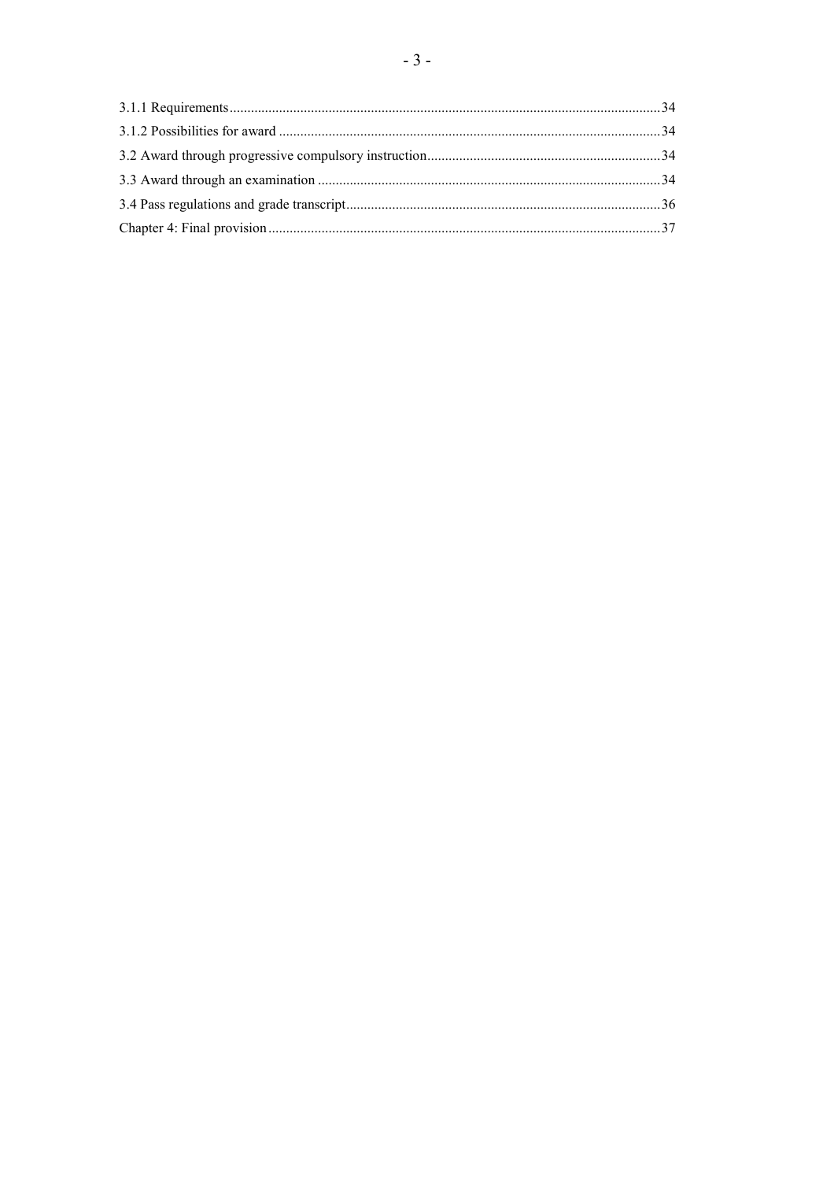3.1.1 Requirements ... 34

3.1.2 Possibilities for award ... 34

3.2 Award through progressive compulsory instruction ... 34

3.3 Award through an examination ... 34

3.4 Pass regulations and grade transcript ... 36

Chapter 4: Final provision ... 37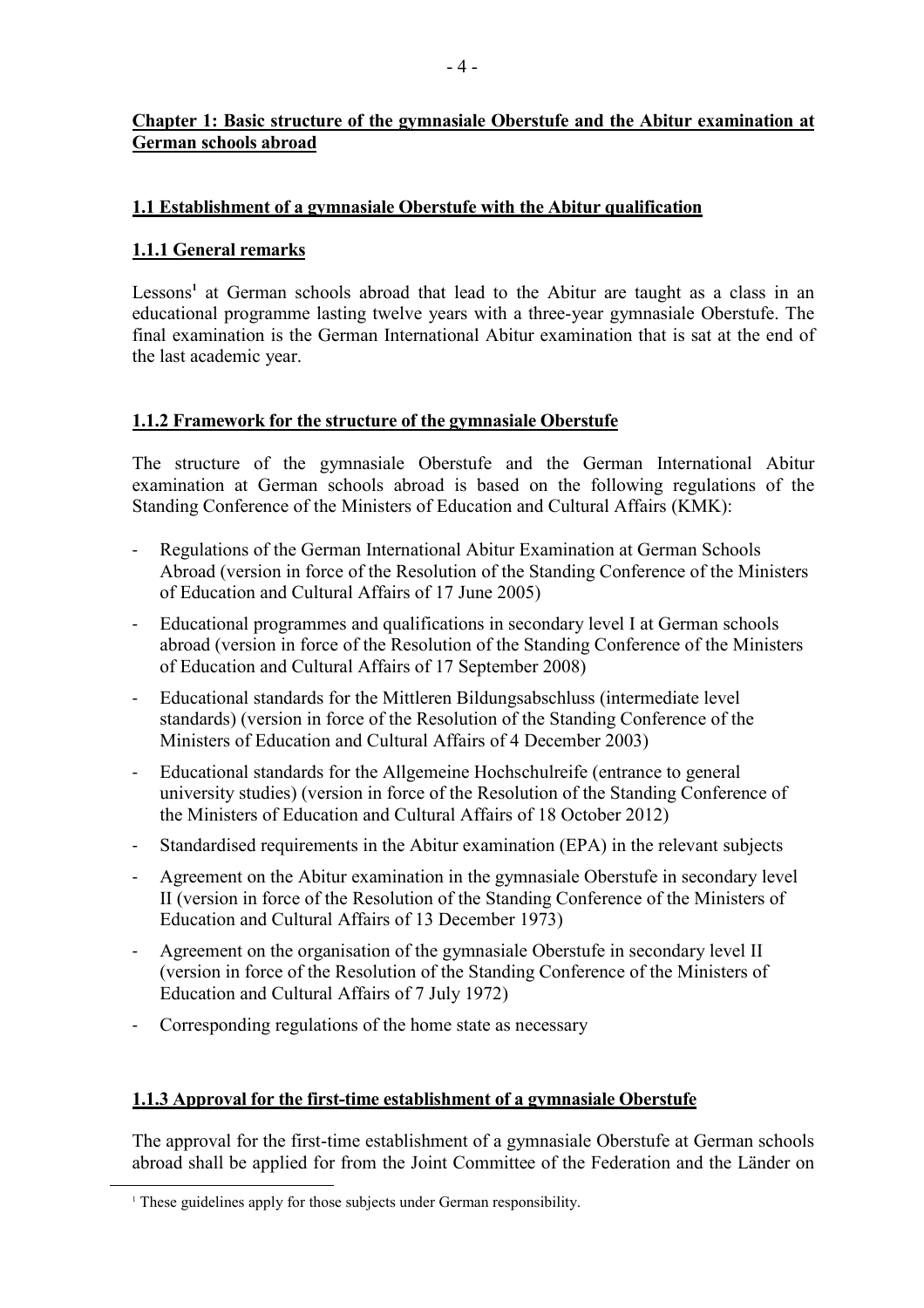## Chapter 1: Basic structure of the gymnasiale Oberstufe and the Abitur examination at German schools abroad

### 1.1 Establishment of a gymnasiale Oberstufe with the Abitur qualification

#### 1.1.1 General remarks

Lessons[1] at German schools abroad that lead to the Abitur are taught as a class in an educational programme lasting twelve years with a three-year gymnasiale Oberstufe. The final examination is the German International Abitur examination that is sat at the end of the last academic year.

#### 1.1.2 Framework for the structure of the gymnasiale Oberstufe

The structure of the gymnasiale Oberstufe and the German International Abitur examination at German schools abroad is based on the following regulations of the Standing Conference of the Ministers of Education and Cultural Affairs (KMK):

- Regulations of the German International Abitur Examination at German Schools Abroad (version in force of the Resolution of the Standing Conference of the Ministers of Education and Cultural Affairs of 17 June 2005)
- Educational programmes and qualifications in secondary level I at German schools abroad (version in force of the Resolution of the Standing Conference of the Ministers of Education and Cultural Affairs of 17 September 2008)
- Educational standards for the Mittleren Bildungsabschluss (intermediate level standards) (version in force of the Resolution of the Standing Conference of the Ministers of Education and Cultural Affairs of 4 December 2003)
- Educational standards for the Allgemeine Hochschulreife (entrance to general university studies) (version in force of the Resolution of the Standing Conference of the Ministers of Education and Cultural Affairs of 18 October 2012)
- Standardised requirements in the Abitur examination (EPA) in the relevant subjects
- Agreement on the Abitur examination in the gymnasiale Oberstufe in secondary level II (version in force of the Resolution of the Standing Conference of the Ministers of Education and Cultural Affairs of 13 December 1973)
- Agreement on the organisation of the gymnasiale Oberstufe in secondary level II (version in force of the Resolution of the Standing Conference of the Ministers of Education and Cultural Affairs of 7 July 1972)
- Corresponding regulations of the home state as necessary

#### 1.1.3 Approval for the first-time establishment of a gymnasiale Oberstufe

The approval for the first-time establishment of a gymnasiale Oberstufe at German schools abroad shall be applied for from the Joint Committee of the Federation and the Länder on

[1] These guidelines apply for those subjects under German responsibility.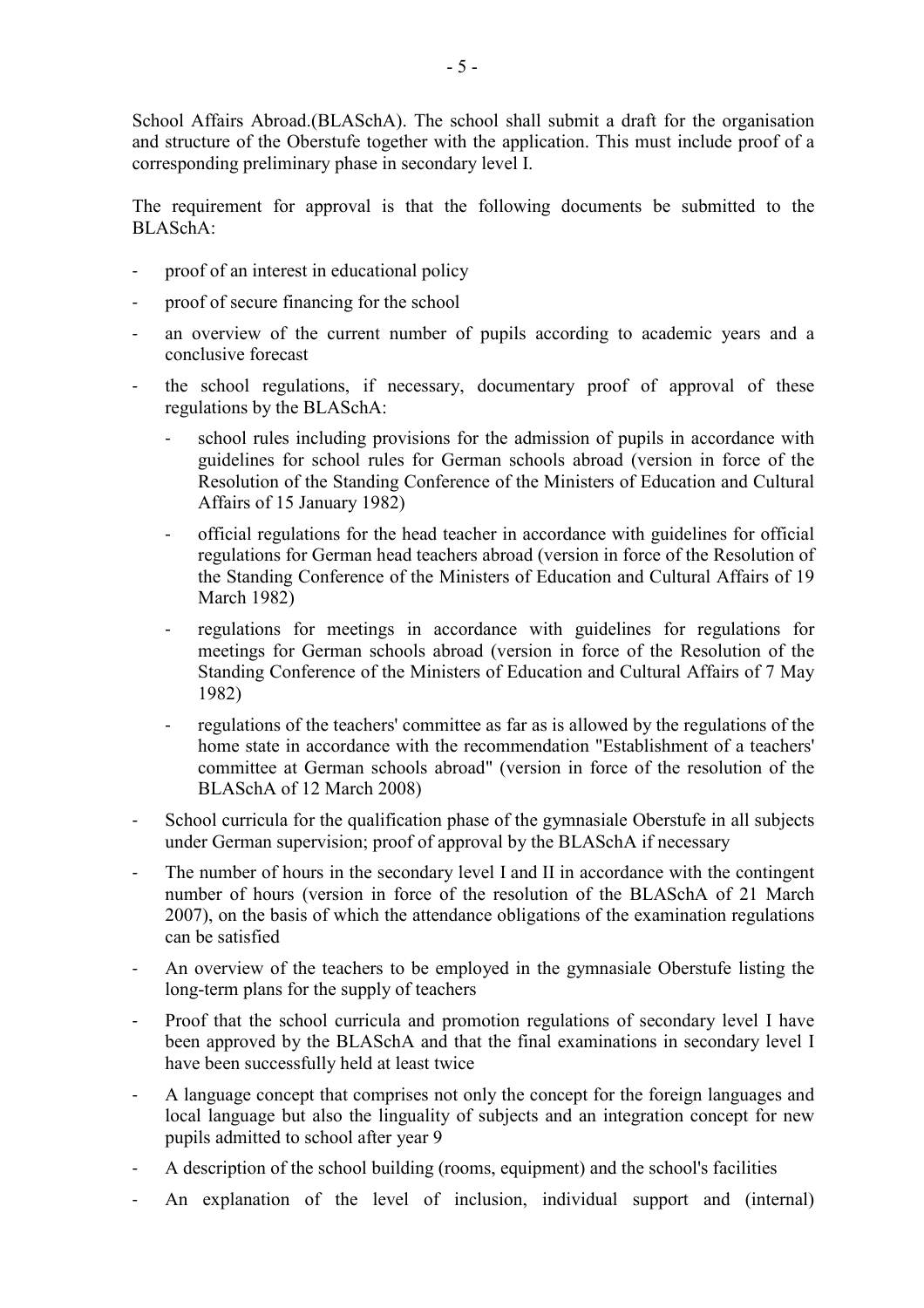School Affairs Abroad.(BLASchA). The school shall submit a draft for the organisation and structure of the Oberstufe together with the application. This must include proof of a corresponding preliminary phase in secondary level I.

The requirement for approval is that the following documents be submitted to the BLASchA:

- proof of an interest in educational policy
- proof of secure financing for the school
- an overview of the current number of pupils according to academic years and a conclusive forecast
- the school regulations, if necessary, documentary proof of approval of these regulations by the BLASchA:
  - school rules including provisions for the admission of pupils in accordance with guidelines for school rules for German schools abroad (version in force of the Resolution of the Standing Conference of the Ministers of Education and Cultural Affairs of 15 January 1982)
  - official regulations for the head teacher in accordance with guidelines for official regulations for German head teachers abroad (version in force of the Resolution of the Standing Conference of the Ministers of Education and Cultural Affairs of 19 March 1982)
  - regulations for meetings in accordance with guidelines for regulations for meetings for German schools abroad (version in force of the Resolution of the Standing Conference of the Ministers of Education and Cultural Affairs of 7 May 1982)
  - regulations of the teachers' committee as far as is allowed by the regulations of the home state in accordance with the recommendation "Establishment of a teachers' committee at German schools abroad" (version in force of the resolution of the BLASchA of 12 March 2008)
- School curricula for the qualification phase of the gymnasiale Oberstufe in all subjects under German supervision; proof of approval by the BLASchA if necessary
- The number of hours in the secondary level I and II in accordance with the contingent number of hours (version in force of the resolution of the BLASchA of 21 March 2007), on the basis of which the attendance obligations of the examination regulations can be satisfied
- An overview of the teachers to be employed in the gymnasiale Oberstufe listing the long-term plans for the supply of teachers
- Proof that the school curricula and promotion regulations of secondary level I have been approved by the BLASchA and that the final examinations in secondary level I have been successfully held at least twice
- A language concept that comprises not only the concept for the foreign languages and local language but also the linguality of subjects and an integration concept for new pupils admitted to school after year 9
- A description of the school building (rooms, equipment) and the school's facilities
- An explanation of the level of inclusion, individual support and (internal)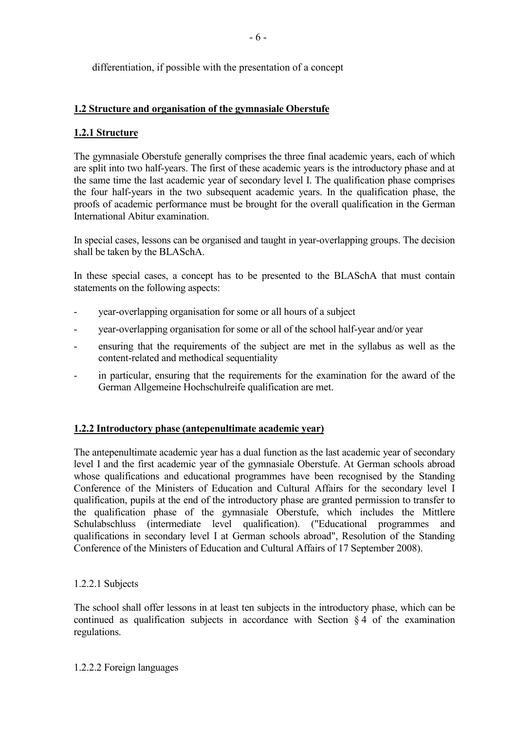differentiation, if possible with the presentation of a concept

## 1.2 Structure and organisation of the gymnasiale Oberstufe

### 1.2.1 Structure

The gymnasiale Oberstufe generally comprises the three final academic years, each of which are split into two half-years. The first of these academic years is the introductory phase and at the same time the last academic year of secondary level I. The qualification phase comprises the four half-years in the two subsequent academic years. In the qualification phase, the proofs of academic performance must be brought for the overall qualification in the German International Abitur examination.

In special cases, lessons can be organised and taught in year-overlapping groups. The decision shall be taken by the BLASchA.

In these special cases, a concept has to be presented to the BLASchA that must contain statements on the following aspects:

- year-overlapping organisation for some or all hours of a subject
- year-overlapping organisation for some or all of the school half-year and/or year
- ensuring that the requirements of the subject are met in the syllabus as well as the content-related and methodical sequentiality
- in particular, ensuring that the requirements for the examination for the award of the German Allgemeine Hochschulreife qualification are met.

### 1.2.2 Introductory phase (antepenultimate academic year)

The antepenultimate academic year has a dual function as the last academic year of secondary level I and the first academic year of the gymnasiale Oberstufe. At German schools abroad whose qualifications and educational programmes have been recognised by the Standing Conference of the Ministers of Education and Cultural Affairs for the secondary level I qualification, pupils at the end of the introductory phase are granted permission to transfer to the qualification phase of the gymnasiale Oberstufe, which includes the Mittlere Schulabschluss (intermediate level qualification). ("Educational programmes and qualifications in secondary level I at German schools abroad", Resolution of the Standing Conference of the Ministers of Education and Cultural Affairs of 17 September 2008).

1.2.2.1 Subjects

The school shall offer lessons in at least ten subjects in the introductory phase, which can be continued as qualification subjects in accordance with Section § 4 of the examination regulations.

1.2.2.2 Foreign languages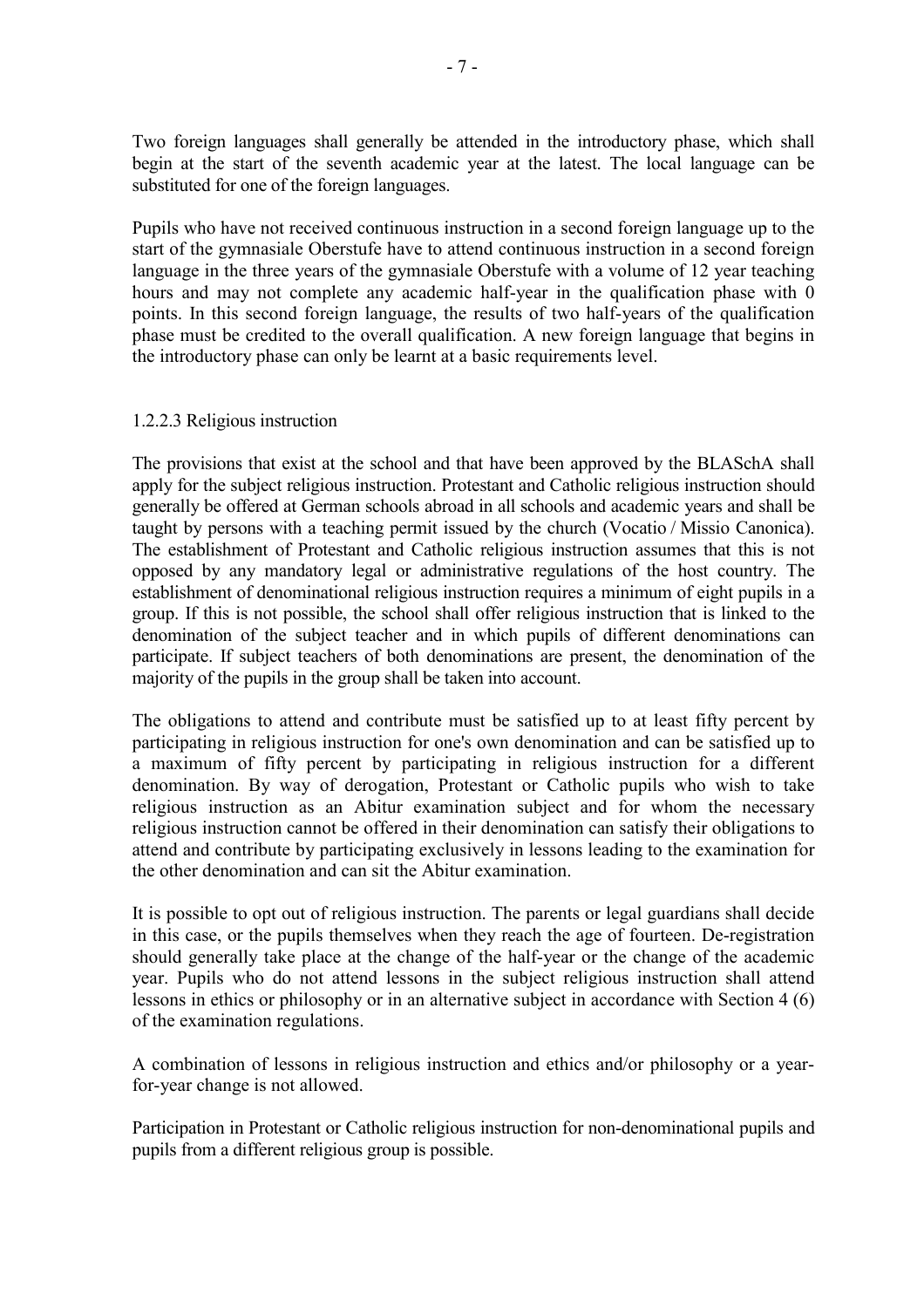Two foreign languages shall generally be attended in the introductory phase, which shall begin at the start of the seventh academic year at the latest. The local language can be substituted for one of the foreign languages.

Pupils who have not received continuous instruction in a second foreign language up to the start of the gymnasiale Oberstufe have to attend continuous instruction in a second foreign language in the three years of the gymnasiale Oberstufe with a volume of 12 year teaching hours and may not complete any academic half-year in the qualification phase with 0 points. In this second foreign language, the results of two half-years of the qualification phase must be credited to the overall qualification. A new foreign language that begins in the introductory phase can only be learnt at a basic requirements level.

#### 1.2.2.3 Religious instruction

The provisions that exist at the school and that have been approved by the BLASchA shall apply for the subject religious instruction. Protestant and Catholic religious instruction should generally be offered at German schools abroad in all schools and academic years and shall be taught by persons with a teaching permit issued by the church (Vocatio / Missio Canonica). The establishment of Protestant and Catholic religious instruction assumes that this is not opposed by any mandatory legal or administrative regulations of the host country. The establishment of denominational religious instruction requires a minimum of eight pupils in a group. If this is not possible, the school shall offer religious instruction that is linked to the denomination of the subject teacher and in which pupils of different denominations can participate. If subject teachers of both denominations are present, the denomination of the majority of the pupils in the group shall be taken into account.

The obligations to attend and contribute must be satisfied up to at least fifty percent by participating in religious instruction for one's own denomination and can be satisfied up to a maximum of fifty percent by participating in religious instruction for a different denomination. By way of derogation, Protestant or Catholic pupils who wish to take religious instruction as an Abitur examination subject and for whom the necessary religious instruction cannot be offered in their denomination can satisfy their obligations to attend and contribute by participating exclusively in lessons leading to the examination for the other denomination and can sit the Abitur examination.

It is possible to opt out of religious instruction. The parents or legal guardians shall decide in this case, or the pupils themselves when they reach the age of fourteen. De-registration should generally take place at the change of the half-year or the change of the academic year. Pupils who do not attend lessons in the subject religious instruction shall attend lessons in ethics or philosophy or in an alternative subject in accordance with Section 4 (6) of the examination regulations.

A combination of lessons in religious instruction and ethics and/or philosophy or a year-for-year change is not allowed.

Participation in Protestant or Catholic religious instruction for non-denominational pupils and pupils from a different religious group is possible.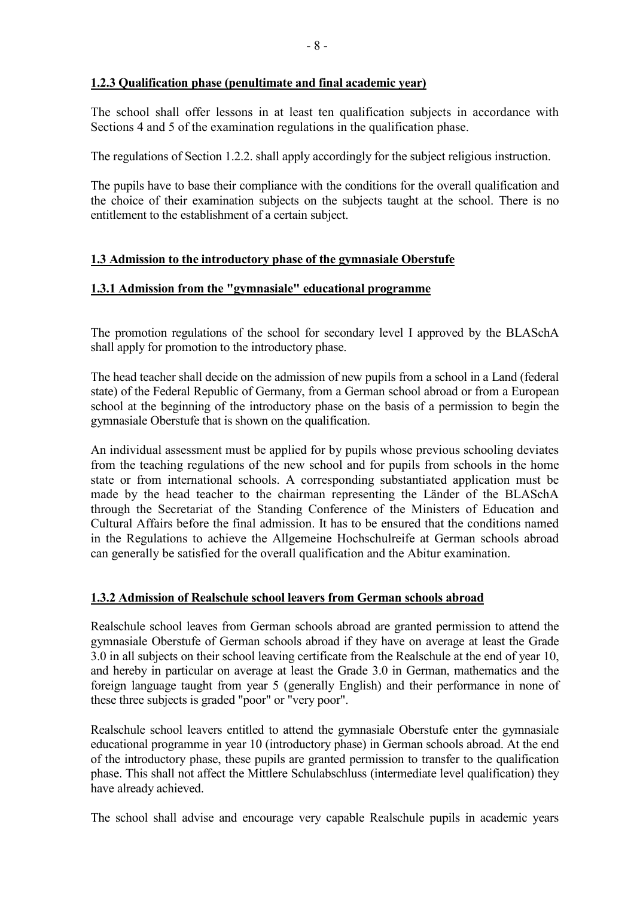### 1.2.3 Qualification phase (penultimate and final academic year)

The school shall offer lessons in at least ten qualification subjects in accordance with Sections 4 and 5 of the examination regulations in the qualification phase.

The regulations of Section 1.2.2. shall apply accordingly for the subject religious instruction.

The pupils have to base their compliance with the conditions for the overall qualification and the choice of their examination subjects on the subjects taught at the school. There is no entitlement to the establishment of a certain subject.

## 1.3 Admission to the introductory phase of the gymnasiale Oberstufe

### 1.3.1 Admission from the "gymnasiale" educational programme

The promotion regulations of the school for secondary level I approved by the BLASchA shall apply for promotion to the introductory phase.

The head teacher shall decide on the admission of new pupils from a school in a Land (federal state) of the Federal Republic of Germany, from a German school abroad or from a European school at the beginning of the introductory phase on the basis of a permission to begin the gymnasiale Oberstufe that is shown on the qualification.

An individual assessment must be applied for by pupils whose previous schooling deviates from the teaching regulations of the new school and for pupils from schools in the home state or from international schools. A corresponding substantiated application must be made by the head teacher to the chairman representing the Länder of the BLASchA through the Secretariat of the Standing Conference of the Ministers of Education and Cultural Affairs before the final admission. It has to be ensured that the conditions named in the Regulations to achieve the Allgemeine Hochschulreife at German schools abroad can generally be satisfied for the overall qualification and the Abitur examination.

### 1.3.2 Admission of Realschule school leavers from German schools abroad

Realschule school leaves from German schools abroad are granted permission to attend the gymnasiale Oberstufe of German schools abroad if they have on average at least the Grade 3.0 in all subjects on their school leaving certificate from the Realschule at the end of year 10, and hereby in particular on average at least the Grade 3.0 in German, mathematics and the foreign language taught from year 5 (generally English) and their performance in none of these three subjects is graded "poor" or "very poor".

Realschule school leavers entitled to attend the gymnasiale Oberstufe enter the gymnasiale educational programme in year 10 (introductory phase) in German schools abroad. At the end of the introductory phase, these pupils are granted permission to transfer to the qualification phase. This shall not affect the Mittlere Schulabschluss (intermediate level qualification) they have already achieved.

The school shall advise and encourage very capable Realschule pupils in academic years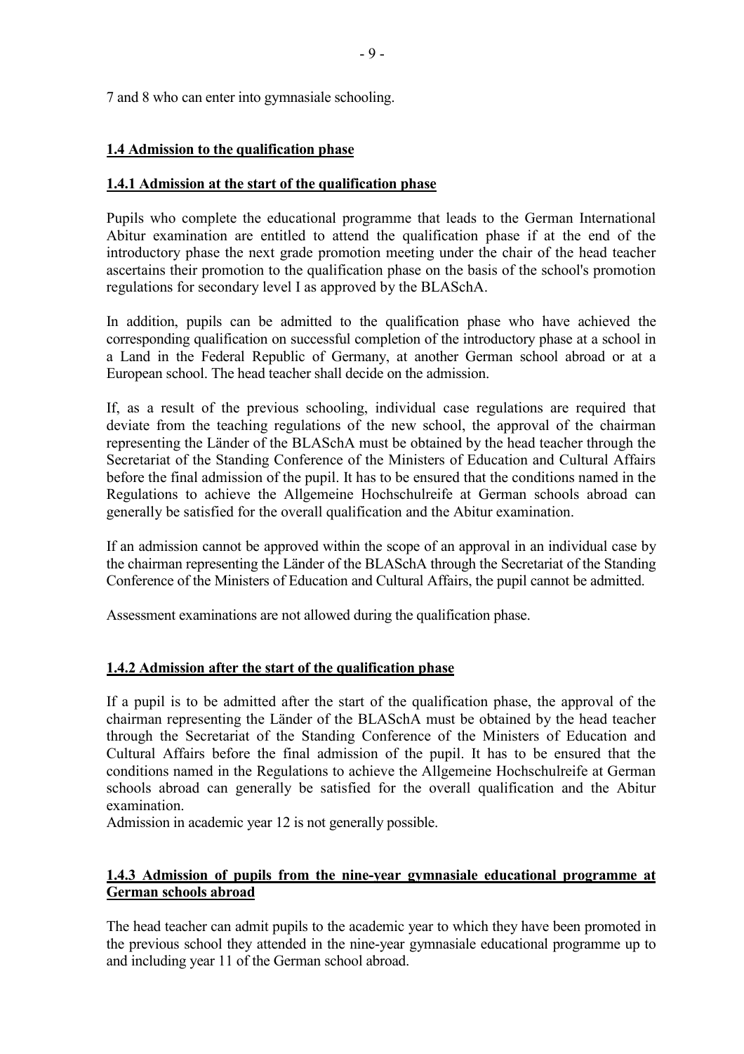7 and 8 who can enter into gymnasiale schooling.

## 1.4 Admission to the qualification phase

### 1.4.1 Admission at the start of the qualification phase

Pupils who complete the educational programme that leads to the German International Abitur examination are entitled to attend the qualification phase if at the end of the introductory phase the next grade promotion meeting under the chair of the head teacher ascertains their promotion to the qualification phase on the basis of the school's promotion regulations for secondary level I as approved by the BLASchA.

In addition, pupils can be admitted to the qualification phase who have achieved the corresponding qualification on successful completion of the introductory phase at a school in a Land in the Federal Republic of Germany, at another German school abroad or at a European school. The head teacher shall decide on the admission.

If, as a result of the previous schooling, individual case regulations are required that deviate from the teaching regulations of the new school, the approval of the chairman representing the Länder of the BLASchA must be obtained by the head teacher through the Secretariat of the Standing Conference of the Ministers of Education and Cultural Affairs before the final admission of the pupil. It has to be ensured that the conditions named in the Regulations to achieve the Allgemeine Hochschulreife at German schools abroad can generally be satisfied for the overall qualification and the Abitur examination.

If an admission cannot be approved within the scope of an approval in an individual case by the chairman representing the Länder of the BLASchA through the Secretariat of the Standing Conference of the Ministers of Education and Cultural Affairs, the pupil cannot be admitted.

Assessment examinations are not allowed during the qualification phase.

### 1.4.2 Admission after the start of the qualification phase

If a pupil is to be admitted after the start of the qualification phase, the approval of the chairman representing the Länder of the BLASchA must be obtained by the head teacher through the Secretariat of the Standing Conference of the Ministers of Education and Cultural Affairs before the final admission of the pupil. It has to be ensured that the conditions named in the Regulations to achieve the Allgemeine Hochschulreife at German schools abroad can generally be satisfied for the overall qualification and the Abitur examination.
Admission in academic year 12 is not generally possible.

### 1.4.3 Admission of pupils from the nine-year gymnasiale educational programme at German schools abroad

The head teacher can admit pupils to the academic year to which they have been promoted in the previous school they attended in the nine-year gymnasiale educational programme up to and including year 11 of the German school abroad.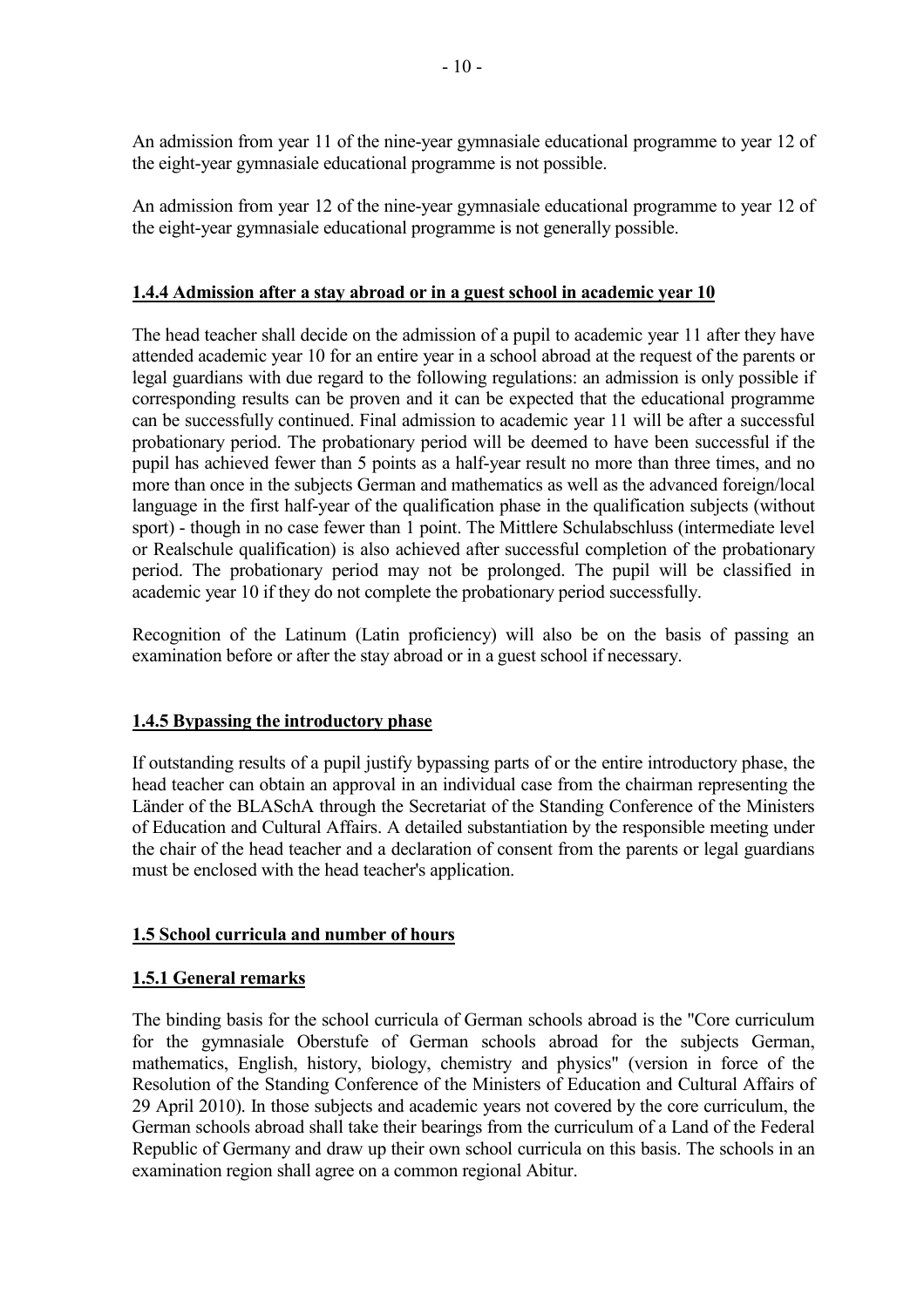An admission from year 11 of the nine-year gymnasiale educational programme to year 12 of the eight-year gymnasiale educational programme is not possible.

An admission from year 12 of the nine-year gymnasiale educational programme to year 12 of the eight-year gymnasiale educational programme is not generally possible.

### 1.4.4 Admission after a stay abroad or in a guest school in academic year 10

The head teacher shall decide on the admission of a pupil to academic year 11 after they have attended academic year 10 for an entire year in a school abroad at the request of the parents or legal guardians with due regard to the following regulations: an admission is only possible if corresponding results can be proven and it can be expected that the educational programme can be successfully continued. Final admission to academic year 11 will be after a successful probationary period. The probationary period will be deemed to have been successful if the pupil has achieved fewer than 5 points as a half-year result no more than three times, and no more than once in the subjects German and mathematics as well as the advanced foreign/local language in the first half-year of the qualification phase in the qualification subjects (without sport) - though in no case fewer than 1 point. The Mittlere Schulabschluss (intermediate level or Realschule qualification) is also achieved after successful completion of the probationary period. The probationary period may not be prolonged. The pupil will be classified in academic year 10 if they do not complete the probationary period successfully.

Recognition of the Latinum (Latin proficiency) will also be on the basis of passing an examination before or after the stay abroad or in a guest school if necessary.

### 1.4.5 Bypassing the introductory phase

If outstanding results of a pupil justify bypassing parts of or the entire introductory phase, the head teacher can obtain an approval in an individual case from the chairman representing the Länder of the BLASchA through the Secretariat of the Standing Conference of the Ministers of Education and Cultural Affairs. A detailed substantiation by the responsible meeting under the chair of the head teacher and a declaration of consent from the parents or legal guardians must be enclosed with the head teacher's application.

## 1.5 School curricula and number of hours

### 1.5.1 General remarks

The binding basis for the school curricula of German schools abroad is the "Core curriculum for the gymnasiale Oberstufe of German schools abroad for the subjects German, mathematics, English, history, biology, chemistry and physics" (version in force of the Resolution of the Standing Conference of the Ministers of Education and Cultural Affairs of 29 April 2010). In those subjects and academic years not covered by the core curriculum, the German schools abroad shall take their bearings from the curriculum of a Land of the Federal Republic of Germany and draw up their own school curricula on this basis. The schools in an examination region shall agree on a common regional Abitur.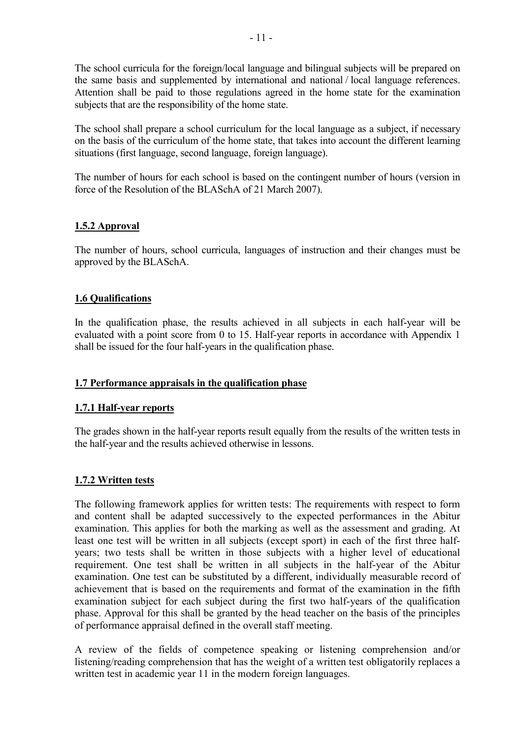The school curricula for the foreign/local language and bilingual subjects will be prepared on the same basis and supplemented by international and national / local language references. Attention shall be paid to those regulations agreed in the home state for the examination subjects that are the responsibility of the home state.

The school shall prepare a school curriculum for the local language as a subject, if necessary on the basis of the curriculum of the home state, that takes into account the different learning situations (first language, second language, foreign language).

The number of hours for each school is based on the contingent number of hours (version in force of the Resolution of the BLASchA of 21 March 2007).

### 1.5.2 Approval

The number of hours, school curricula, languages of instruction and their changes must be approved by the BLASchA.

## 1.6 Qualifications

In the qualification phase, the results achieved in all subjects in each half-year will be evaluated with a point score from 0 to 15. Half-year reports in accordance with Appendix 1 shall be issued for the four half-years in the qualification phase.

## 1.7 Performance appraisals in the qualification phase

### 1.7.1 Half-year reports

The grades shown in the half-year reports result equally from the results of the written tests in the half-year and the results achieved otherwise in lessons.

### 1.7.2 Written tests

The following framework applies for written tests: The requirements with respect to form and content shall be adapted successively to the expected performances in the Abitur examination. This applies for both the marking as well as the assessment and grading. At least one test will be written in all subjects (except sport) in each of the first three half-years; two tests shall be written in those subjects with a higher level of educational requirement. One test shall be written in all subjects in the half-year of the Abitur examination. One test can be substituted by a different, individually measurable record of achievement that is based on the requirements and format of the examination in the fifth examination subject for each subject during the first two half-years of the qualification phase. Approval for this shall be granted by the head teacher on the basis of the principles of performance appraisal defined in the overall staff meeting.

A review of the fields of competence speaking or listening comprehension and/or listening/reading comprehension that has the weight of a written test obligatorily replaces a written test in academic year 11 in the modern foreign languages.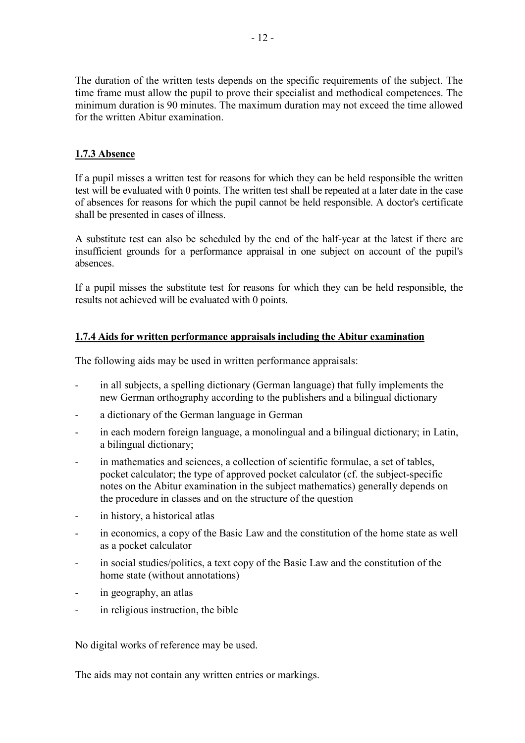The duration of the written tests depends on the specific requirements of the subject. The time frame must allow the pupil to prove their specialist and methodical competences. The minimum duration is 90 minutes. The maximum duration may not exceed the time allowed for the written Abitur examination.

### 1.7.3 Absence

If a pupil misses a written test for reasons for which they can be held responsible the written test will be evaluated with 0 points. The written test shall be repeated at a later date in the case of absences for reasons for which the pupil cannot be held responsible. A doctor's certificate shall be presented in cases of illness.

A substitute test can also be scheduled by the end of the half-year at the latest if there are insufficient grounds for a performance appraisal in one subject on account of the pupil's absences.

If a pupil misses the substitute test for reasons for which they can be held responsible, the results not achieved will be evaluated with 0 points.

### 1.7.4 Aids for written performance appraisals including the Abitur examination

The following aids may be used in written performance appraisals:

- in all subjects, a spelling dictionary (German language) that fully implements the new German orthography according to the publishers and a bilingual dictionary
- a dictionary of the German language in German
- in each modern foreign language, a monolingual and a bilingual dictionary; in Latin, a bilingual dictionary;
- in mathematics and sciences, a collection of scientific formulae, a set of tables, pocket calculator; the type of approved pocket calculator (cf. the subject-specific notes on the Abitur examination in the subject mathematics) generally depends on the procedure in classes and on the structure of the question
- in history, a historical atlas
- in economics, a copy of the Basic Law and the constitution of the home state as well as a pocket calculator
- in social studies/politics, a text copy of the Basic Law and the constitution of the home state (without annotations)
- in geography, an atlas
- in religious instruction, the bible

No digital works of reference may be used.

The aids may not contain any written entries or markings.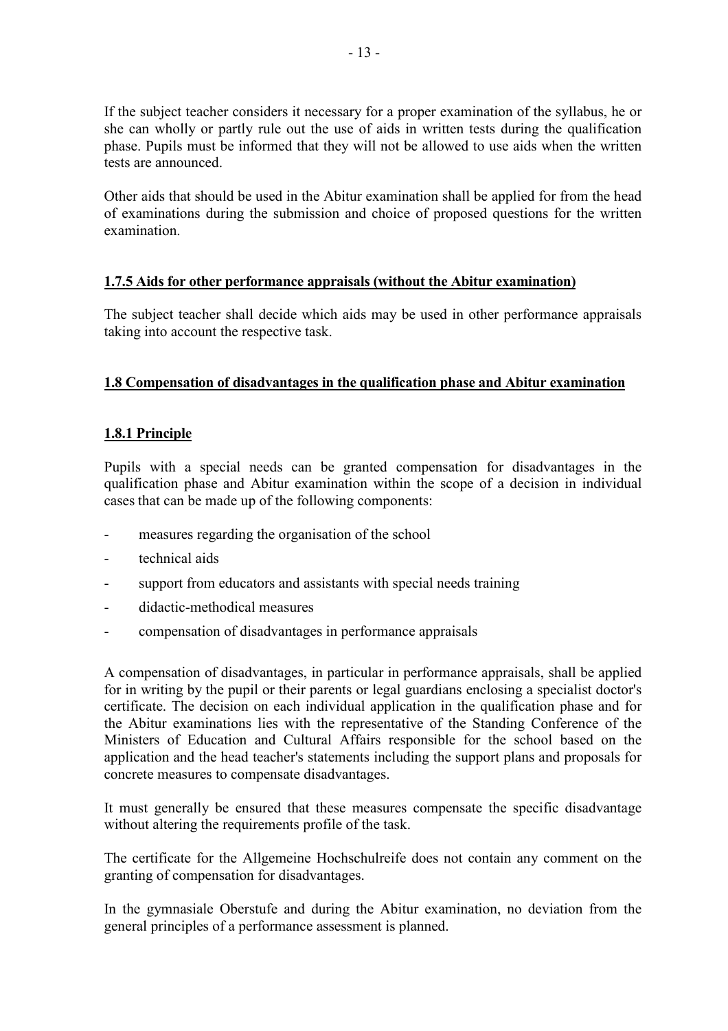If the subject teacher considers it necessary for a proper examination of the syllabus, he or she can wholly or partly rule out the use of aids in written tests during the qualification phase. Pupils must be informed that they will not be allowed to use aids when the written tests are announced.

Other aids that should be used in the Abitur examination shall be applied for from the head of examinations during the submission and choice of proposed questions for the written examination.

### 1.7.5 Aids for other performance appraisals (without the Abitur examination)

The subject teacher shall decide which aids may be used in other performance appraisals taking into account the respective task.

## 1.8 Compensation of disadvantages in the qualification phase and Abitur examination

### 1.8.1 Principle

Pupils with a special needs can be granted compensation for disadvantages in the qualification phase and Abitur examination within the scope of a decision in individual cases that can be made up of the following components:

- measures regarding the organisation of the school
- technical aids
- support from educators and assistants with special needs training
- didactic-methodical measures
- compensation of disadvantages in performance appraisals

A compensation of disadvantages, in particular in performance appraisals, shall be applied for in writing by the pupil or their parents or legal guardians enclosing a specialist doctor's certificate. The decision on each individual application in the qualification phase and for the Abitur examinations lies with the representative of the Standing Conference of the Ministers of Education and Cultural Affairs responsible for the school based on the application and the head teacher's statements including the support plans and proposals for concrete measures to compensate disadvantages.

It must generally be ensured that these measures compensate the specific disadvantage without altering the requirements profile of the task.

The certificate for the Allgemeine Hochschulreife does not contain any comment on the granting of compensation for disadvantages.

In the gymnasiale Oberstufe and during the Abitur examination, no deviation from the general principles of a performance assessment is planned.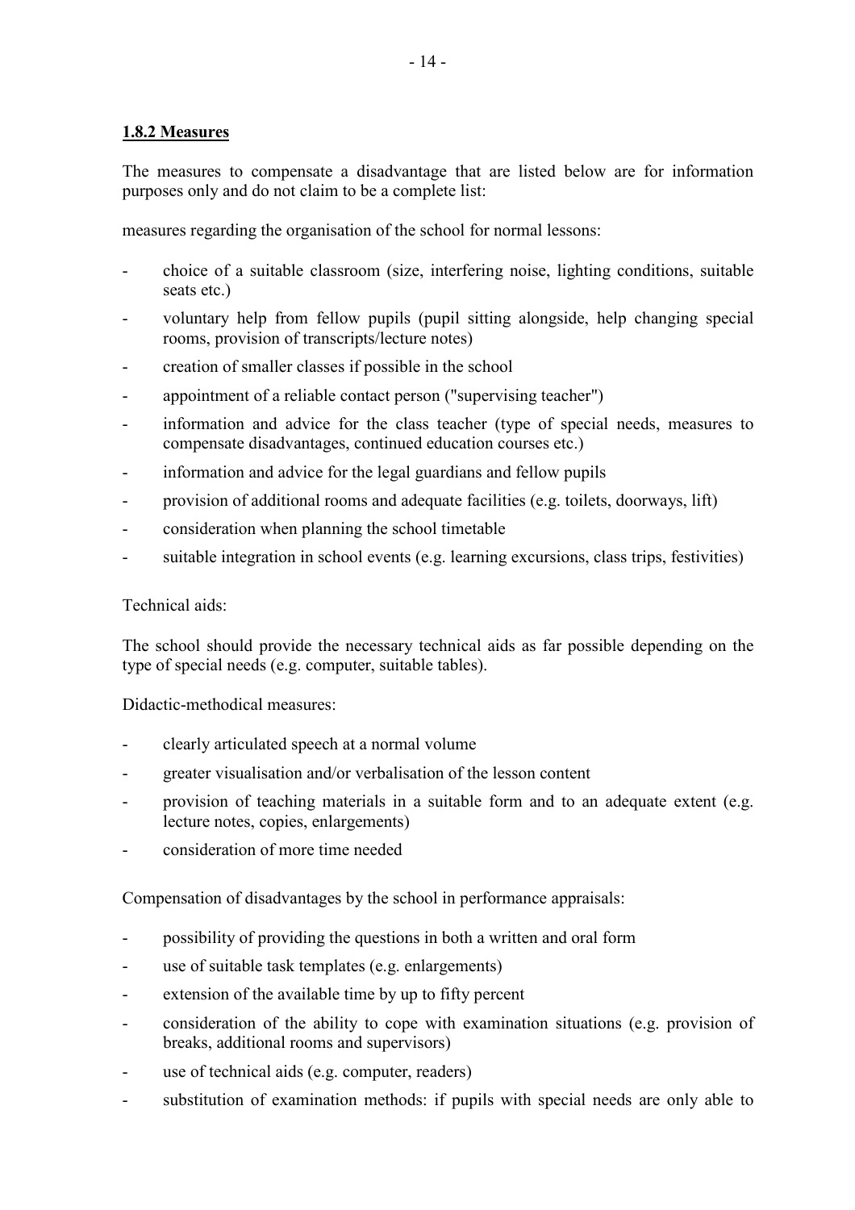### 1.8.2 Measures

The measures to compensate a disadvantage that are listed below are for information purposes only and do not claim to be a complete list:

measures regarding the organisation of the school for normal lessons:

- choice of a suitable classroom (size, interfering noise, lighting conditions, suitable seats etc.)
- voluntary help from fellow pupils (pupil sitting alongside, help changing special rooms, provision of transcripts/lecture notes)
- creation of smaller classes if possible in the school
- appointment of a reliable contact person ("supervising teacher")
- information and advice for the class teacher (type of special needs, measures to compensate disadvantages, continued education courses etc.)
- information and advice for the legal guardians and fellow pupils
- provision of additional rooms and adequate facilities (e.g. toilets, doorways, lift)
- consideration when planning the school timetable
- suitable integration in school events (e.g. learning excursions, class trips, festivities)

Technical aids:

The school should provide the necessary technical aids as far possible depending on the type of special needs (e.g. computer, suitable tables).

Didactic-methodical measures:

- clearly articulated speech at a normal volume
- greater visualisation and/or verbalisation of the lesson content
- provision of teaching materials in a suitable form and to an adequate extent (e.g. lecture notes, copies, enlargements)
- consideration of more time needed

Compensation of disadvantages by the school in performance appraisals:

- possibility of providing the questions in both a written and oral form
- use of suitable task templates (e.g. enlargements)
- extension of the available time by up to fifty percent
- consideration of the ability to cope with examination situations (e.g. provision of breaks, additional rooms and supervisors)
- use of technical aids (e.g. computer, readers)
- substitution of examination methods: if pupils with special needs are only able to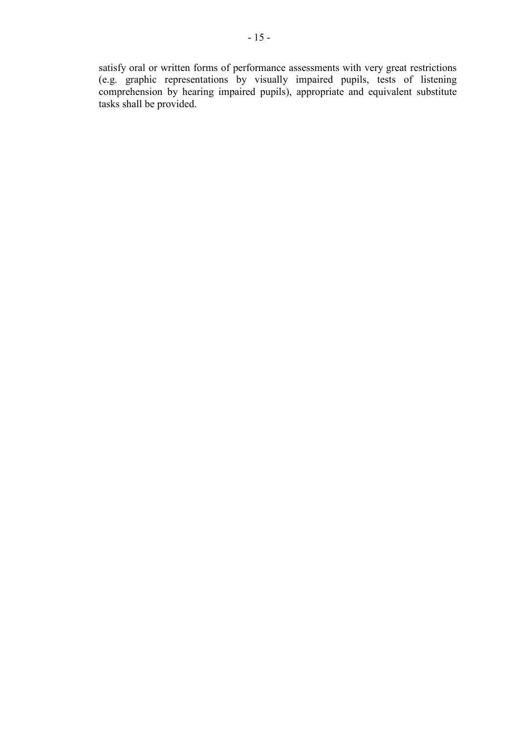satisfy oral or written forms of performance assessments with very great restrictions (e.g. graphic representations by visually impaired pupils, tests of listening comprehension by hearing impaired pupils), appropriate and equivalent substitute tasks shall be provided.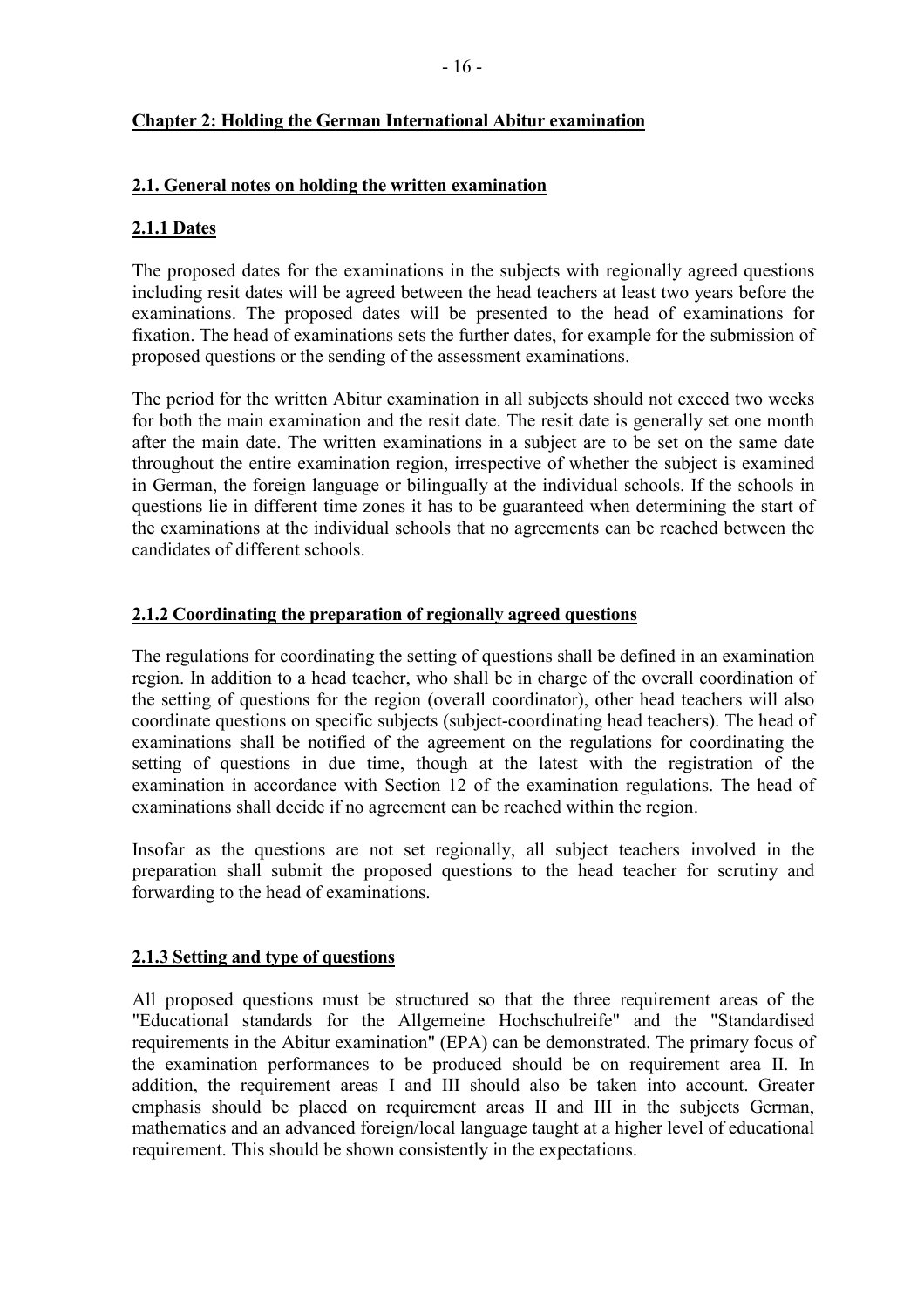## Chapter 2: Holding the German International Abitur examination

### 2.1. General notes on holding the written examination

#### 2.1.1 Dates

The proposed dates for the examinations in the subjects with regionally agreed questions including resit dates will be agreed between the head teachers at least two years before the examinations. The proposed dates will be presented to the head of examinations for fixation. The head of examinations sets the further dates, for example for the submission of proposed questions or the sending of the assessment examinations.

The period for the written Abitur examination in all subjects should not exceed two weeks for both the main examination and the resit date. The resit date is generally set one month after the main date. The written examinations in a subject are to be set on the same date throughout the entire examination region, irrespective of whether the subject is examined in German, the foreign language or bilingually at the individual schools. If the schools in questions lie in different time zones it has to be guaranteed when determining the start of the examinations at the individual schools that no agreements can be reached between the candidates of different schools.

#### 2.1.2 Coordinating the preparation of regionally agreed questions

The regulations for coordinating the setting of questions shall be defined in an examination region. In addition to a head teacher, who shall be in charge of the overall coordination of the setting of questions for the region (overall coordinator), other head teachers will also coordinate questions on specific subjects (subject-coordinating head teachers). The head of examinations shall be notified of the agreement on the regulations for coordinating the setting of questions in due time, though at the latest with the registration of the examination in accordance with Section 12 of the examination regulations. The head of examinations shall decide if no agreement can be reached within the region.

Insofar as the questions are not set regionally, all subject teachers involved in the preparation shall submit the proposed questions to the head teacher for scrutiny and forwarding to the head of examinations.

#### 2.1.3 Setting and type of questions

All proposed questions must be structured so that the three requirement areas of the "Educational standards for the Allgemeine Hochschulreife" and the "Standardised requirements in the Abitur examination" (EPA) can be demonstrated. The primary focus of the examination performances to be produced should be on requirement area II. In addition, the requirement areas I and III should also be taken into account. Greater emphasis should be placed on requirement areas II and III in the subjects German, mathematics and an advanced foreign/local language taught at a higher level of educational requirement. This should be shown consistently in the expectations.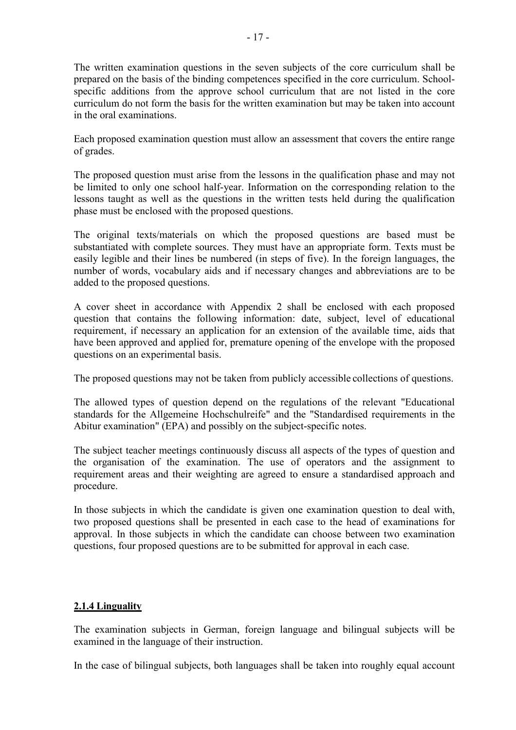The written examination questions in the seven subjects of the core curriculum shall be prepared on the basis of the binding competences specified in the core curriculum. School-specific additions from the approve school curriculum that are not listed in the core curriculum do not form the basis for the written examination but may be taken into account in the oral examinations.

Each proposed examination question must allow an assessment that covers the entire range of grades.

The proposed question must arise from the lessons in the qualification phase and may not be limited to only one school half-year. Information on the corresponding relation to the lessons taught as well as the questions in the written tests held during the qualification phase must be enclosed with the proposed questions.

The original texts/materials on which the proposed questions are based must be substantiated with complete sources. They must have an appropriate form. Texts must be easily legible and their lines be numbered (in steps of five). In the foreign languages, the number of words, vocabulary aids and if necessary changes and abbreviations are to be added to the proposed questions.

A cover sheet in accordance with Appendix 2 shall be enclosed with each proposed question that contains the following information: date, subject, level of educational requirement, if necessary an application for an extension of the available time, aids that have been approved and applied for, premature opening of the envelope with the proposed questions on an experimental basis.

The proposed questions may not be taken from publicly accessible collections of questions.

The allowed types of question depend on the regulations of the relevant "Educational standards for the Allgemeine Hochschulreife" and the "Standardised requirements in the Abitur examination" (EPA) and possibly on the subject-specific notes.

The subject teacher meetings continuously discuss all aspects of the types of question and the organisation of the examination. The use of operators and the assignment to requirement areas and their weighting are agreed to ensure a standardised approach and procedure.

In those subjects in which the candidate is given one examination question to deal with, two proposed questions shall be presented in each case to the head of examinations for approval. In those subjects in which the candidate can choose between two examination questions, four proposed questions are to be submitted for approval in each case.

### 2.1.4 Linguality

The examination subjects in German, foreign language and bilingual subjects will be examined in the language of their instruction.

In the case of bilingual subjects, both languages shall be taken into roughly equal account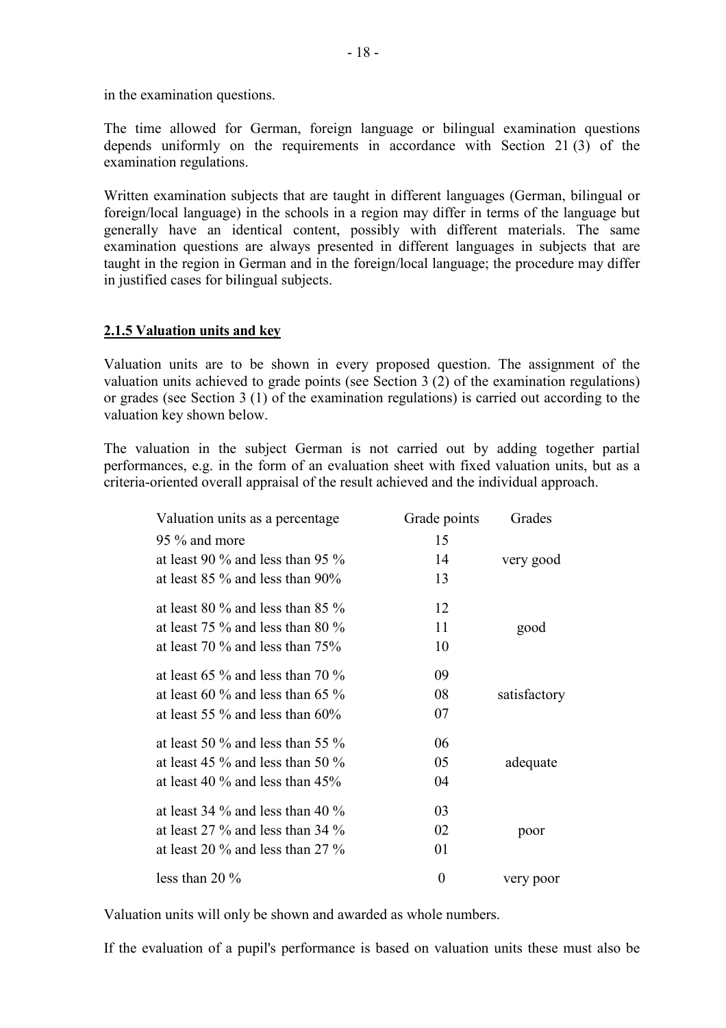in the examination questions.

The time allowed for German, foreign language or bilingual examination questions depends uniformly on the requirements in accordance with Section 21 (3) of the examination regulations.

Written examination subjects that are taught in different languages (German, bilingual or foreign/local language) in the schools in a region may differ in terms of the language but generally have an identical content, possibly with different materials. The same examination questions are always presented in different languages in subjects that are taught in the region in German and in the foreign/local language; the procedure may differ in justified cases for bilingual subjects.

### 2.1.5 Valuation units and key

Valuation units are to be shown in every proposed question. The assignment of the valuation units achieved to grade points (see Section 3 (2) of the examination regulations) or grades (see Section 3 (1) of the examination regulations) is carried out according to the valuation key shown below.

The valuation in the subject German is not carried out by adding together partial performances, e.g. in the form of an evaluation sheet with fixed valuation units, but as a criteria-oriented overall appraisal of the result achieved and the individual approach.

| Valuation units as a percentage | Grade points | Grades |
|---|---|---|
| 95 % and more | 15 | |
| at least 90 % and less than 95 % | 14 | very good |
| at least 85 % and less than 90% | 13 | |
| at least 80 % and less than 85 % | 12 | |
| at least 75 % and less than 80 % | 11 | good |
| at least 70 % and less than 75% | 10 | |
| at least 65 % and less than 70 % | 09 | |
| at least 60 % and less than 65 % | 08 | satisfactory |
| at least 55 % and less than 60% | 07 | |
| at least 50 % and less than 55 % | 06 | |
| at least 45 % and less than 50 % | 05 | adequate |
| at least 40 % and less than 45% | 04 | |
| at least 34 % and less than 40 % | 03 | |
| at least 27 % and less than 34 % | 02 | poor |
| at least 20 % and less than 27 % | 01 | |
| less than 20 % | 0 | very poor |

Valuation units will only be shown and awarded as whole numbers.

If the evaluation of a pupil's performance is based on valuation units these must also be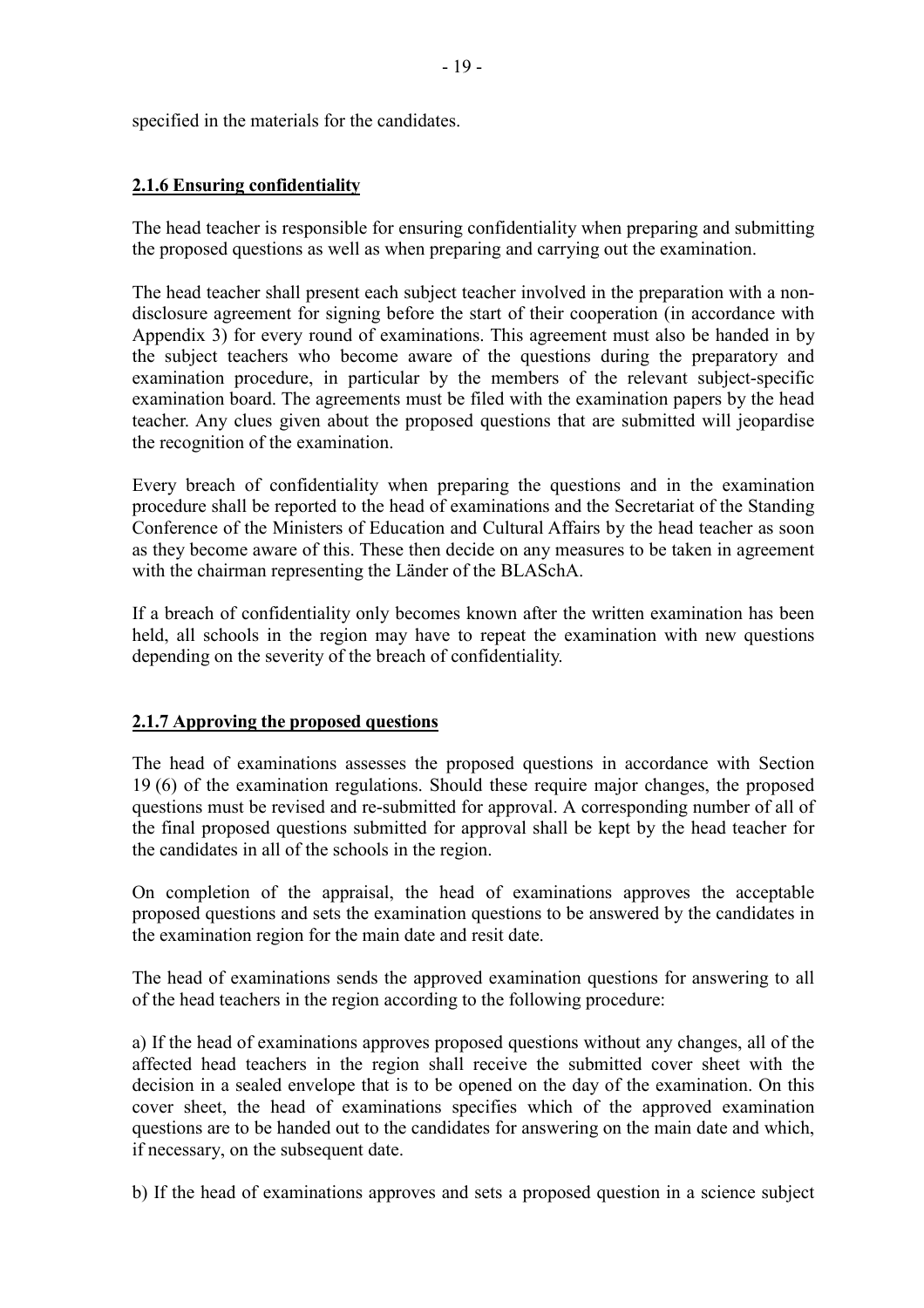specified in the materials for the candidates.

### 2.1.6 Ensuring confidentiality

The head teacher is responsible for ensuring confidentiality when preparing and submitting the proposed questions as well as when preparing and carrying out the examination.

The head teacher shall present each subject teacher involved in the preparation with a non-disclosure agreement for signing before the start of their cooperation (in accordance with Appendix 3) for every round of examinations. This agreement must also be handed in by the subject teachers who become aware of the questions during the preparatory and examination procedure, in particular by the members of the relevant subject-specific examination board. The agreements must be filed with the examination papers by the head teacher. Any clues given about the proposed questions that are submitted will jeopardise the recognition of the examination.

Every breach of confidentiality when preparing the questions and in the examination procedure shall be reported to the head of examinations and the Secretariat of the Standing Conference of the Ministers of Education and Cultural Affairs by the head teacher as soon as they become aware of this. These then decide on any measures to be taken in agreement with the chairman representing the Länder of the BLASchA.

If a breach of confidentiality only becomes known after the written examination has been held, all schools in the region may have to repeat the examination with new questions depending on the severity of the breach of confidentiality.

### 2.1.7 Approving the proposed questions

The head of examinations assesses the proposed questions in accordance with Section 19 (6) of the examination regulations. Should these require major changes, the proposed questions must be revised and re-submitted for approval. A corresponding number of all of the final proposed questions submitted for approval shall be kept by the head teacher for the candidates in all of the schools in the region.

On completion of the appraisal, the head of examinations approves the acceptable proposed questions and sets the examination questions to be answered by the candidates in the examination region for the main date and resit date.

The head of examinations sends the approved examination questions for answering to all of the head teachers in the region according to the following procedure:

a) If the head of examinations approves proposed questions without any changes, all of the affected head teachers in the region shall receive the submitted cover sheet with the decision in a sealed envelope that is to be opened on the day of the examination. On this cover sheet, the head of examinations specifies which of the approved examination questions are to be handed out to the candidates for answering on the main date and which, if necessary, on the subsequent date.

b) If the head of examinations approves and sets a proposed question in a science subject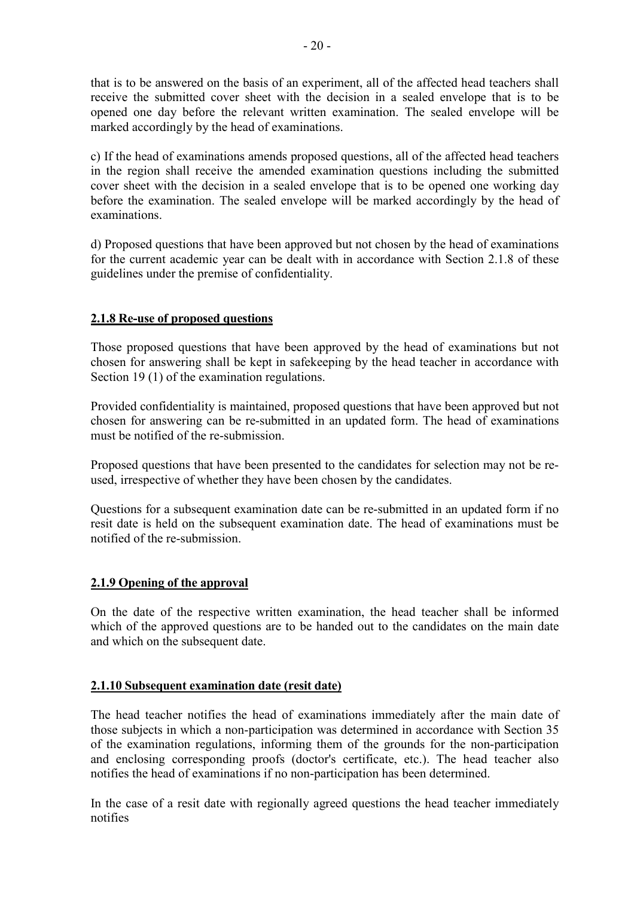that is to be answered on the basis of an experiment, all of the affected head teachers shall receive the submitted cover sheet with the decision in a sealed envelope that is to be opened one day before the relevant written examination. The sealed envelope will be marked accordingly by the head of examinations.

c) If the head of examinations amends proposed questions, all of the affected head teachers in the region shall receive the amended examination questions including the submitted cover sheet with the decision in a sealed envelope that is to be opened one working day before the examination. The sealed envelope will be marked accordingly by the head of examinations.

d) Proposed questions that have been approved but not chosen by the head of examinations for the current academic year can be dealt with in accordance with Section 2.1.8 of these guidelines under the premise of confidentiality.

### 2.1.8 Re-use of proposed questions

Those proposed questions that have been approved by the head of examinations but not chosen for answering shall be kept in safekeeping by the head teacher in accordance with Section 19 (1) of the examination regulations.

Provided confidentiality is maintained, proposed questions that have been approved but not chosen for answering can be re-submitted in an updated form. The head of examinations must be notified of the re-submission.

Proposed questions that have been presented to the candidates for selection may not be re-used, irrespective of whether they have been chosen by the candidates.

Questions for a subsequent examination date can be re-submitted in an updated form if no resit date is held on the subsequent examination date. The head of examinations must be notified of the re-submission.

### 2.1.9 Opening of the approval

On the date of the respective written examination, the head teacher shall be informed which of the approved questions are to be handed out to the candidates on the main date and which on the subsequent date.

### 2.1.10 Subsequent examination date (resit date)

The head teacher notifies the head of examinations immediately after the main date of those subjects in which a non-participation was determined in accordance with Section 35 of the examination regulations, informing them of the grounds for the non-participation and enclosing corresponding proofs (doctor's certificate, etc.). The head teacher also notifies the head of examinations if no non-participation has been determined.

In the case of a resit date with regionally agreed questions the head teacher immediately notifies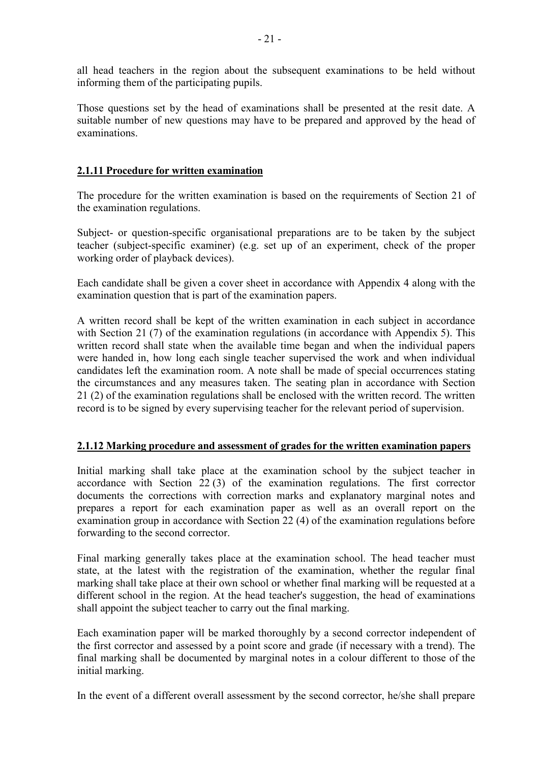all head teachers in the region about the subsequent examinations to be held without informing them of the participating pupils.

Those questions set by the head of examinations shall be presented at the resit date. A suitable number of new questions may have to be prepared and approved by the head of examinations.

### 2.1.11 Procedure for written examination

The procedure for the written examination is based on the requirements of Section 21 of the examination regulations.

Subject- or question-specific organisational preparations are to be taken by the subject teacher (subject-specific examiner) (e.g. set up of an experiment, check of the proper working order of playback devices).

Each candidate shall be given a cover sheet in accordance with Appendix 4 along with the examination question that is part of the examination papers.

A written record shall be kept of the written examination in each subject in accordance with Section 21 (7) of the examination regulations (in accordance with Appendix 5). This written record shall state when the available time began and when the individual papers were handed in, how long each single teacher supervised the work and when individual candidates left the examination room. A note shall be made of special occurrences stating the circumstances and any measures taken. The seating plan in accordance with Section 21 (2) of the examination regulations shall be enclosed with the written record. The written record is to be signed by every supervising teacher for the relevant period of supervision.

### 2.1.12 Marking procedure and assessment of grades for the written examination papers

Initial marking shall take place at the examination school by the subject teacher in accordance with Section 22 (3) of the examination regulations. The first corrector documents the corrections with correction marks and explanatory marginal notes and prepares a report for each examination paper as well as an overall report on the examination group in accordance with Section 22 (4) of the examination regulations before forwarding to the second corrector.

Final marking generally takes place at the examination school. The head teacher must state, at the latest with the registration of the examination, whether the regular final marking shall take place at their own school or whether final marking will be requested at a different school in the region. At the head teacher's suggestion, the head of examinations shall appoint the subject teacher to carry out the final marking.

Each examination paper will be marked thoroughly by a second corrector independent of the first corrector and assessed by a point score and grade (if necessary with a trend). The final marking shall be documented by marginal notes in a colour different to those of the initial marking.

In the event of a different overall assessment by the second corrector, he/she shall prepare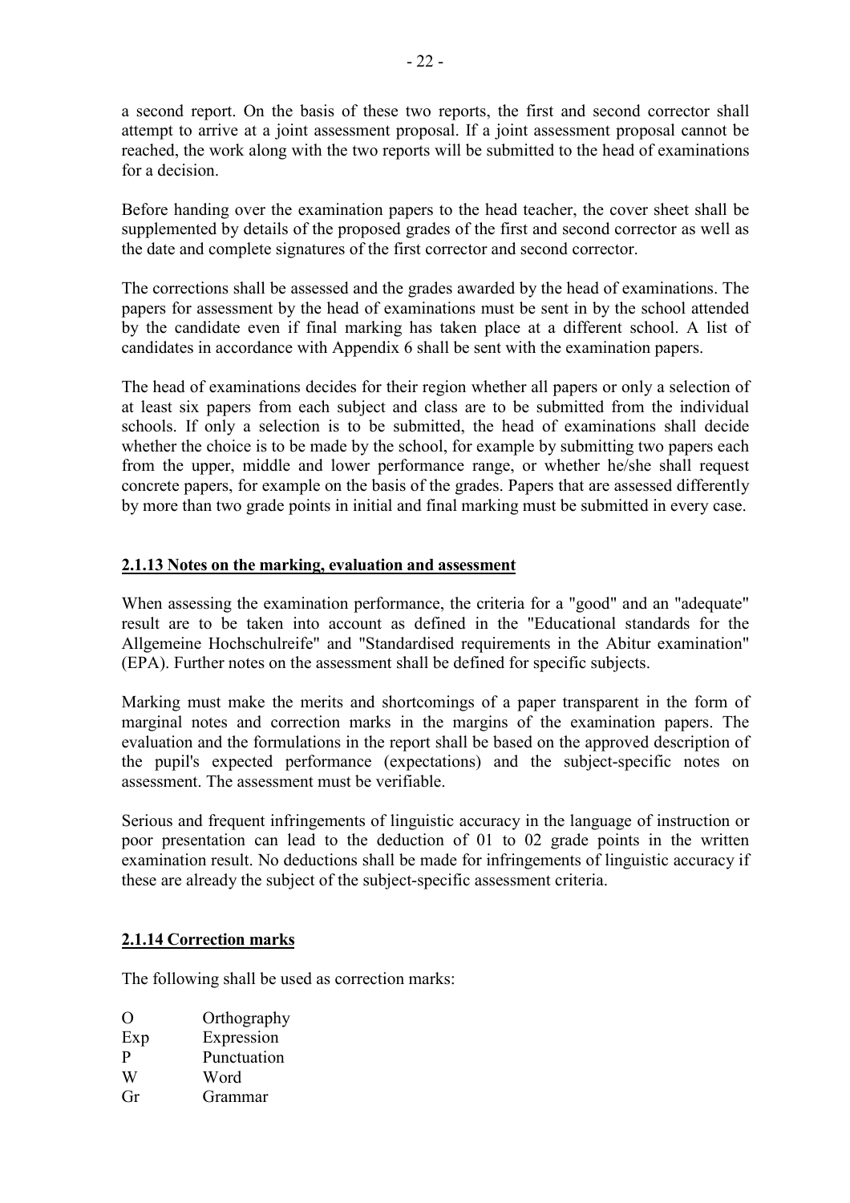a second report. On the basis of these two reports, the first and second corrector shall attempt to arrive at a joint assessment proposal. If a joint assessment proposal cannot be reached, the work along with the two reports will be submitted to the head of examinations for a decision.

Before handing over the examination papers to the head teacher, the cover sheet shall be supplemented by details of the proposed grades of the first and second corrector as well as the date and complete signatures of the first corrector and second corrector.

The corrections shall be assessed and the grades awarded by the head of examinations. The papers for assessment by the head of examinations must be sent in by the school attended by the candidate even if final marking has taken place at a different school. A list of candidates in accordance with Appendix 6 shall be sent with the examination papers.

The head of examinations decides for their region whether all papers or only a selection of at least six papers from each subject and class are to be submitted from the individual schools. If only a selection is to be submitted, the head of examinations shall decide whether the choice is to be made by the school, for example by submitting two papers each from the upper, middle and lower performance range, or whether he/she shall request concrete papers, for example on the basis of the grades. Papers that are assessed differently by more than two grade points in initial and final marking must be submitted in every case.

### 2.1.13 Notes on the marking, evaluation and assessment

When assessing the examination performance, the criteria for a "good" and an "adequate" result are to be taken into account as defined in the "Educational standards for the Allgemeine Hochschulreife" and "Standardised requirements in the Abitur examination" (EPA). Further notes on the assessment shall be defined for specific subjects.

Marking must make the merits and shortcomings of a paper transparent in the form of marginal notes and correction marks in the margins of the examination papers. The evaluation and the formulations in the report shall be based on the approved description of the pupil's expected performance (expectations) and the subject-specific notes on assessment. The assessment must be verifiable.

Serious and frequent infringements of linguistic accuracy in the language of instruction or poor presentation can lead to the deduction of 01 to 02 grade points in the written examination result. No deductions shall be made for infringements of linguistic accuracy if these are already the subject of the subject-specific assessment criteria.

### 2.1.14 Correction marks

The following shall be used as correction marks:

| | |
|---|---|
| O | Orthography |
| Exp | Expression |
| P | Punctuation |
| W | Word |
| Gr | Grammar |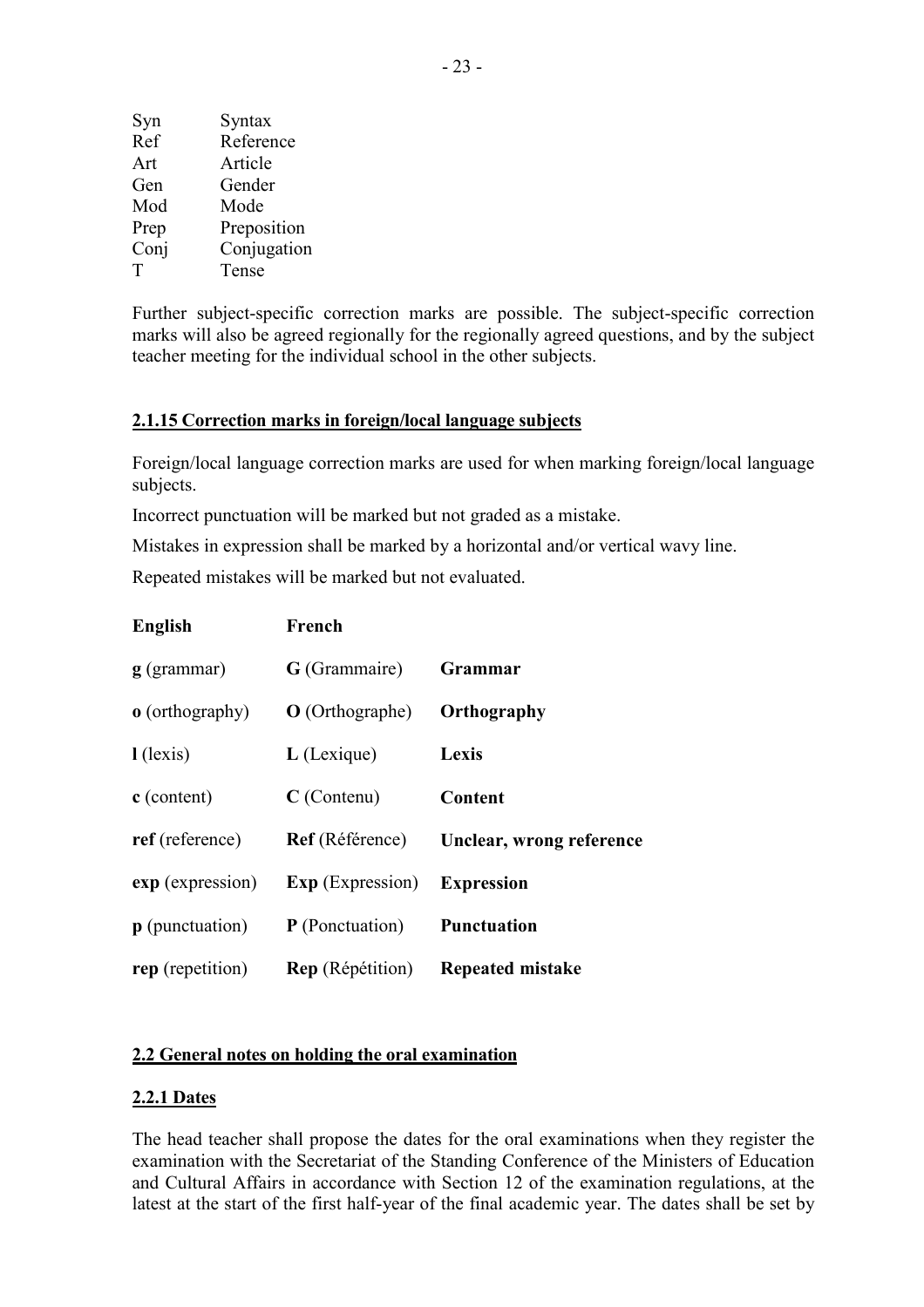| | |
|---|---|
| Syn | Syntax |
| Ref | Reference |
| Art | Article |
| Gen | Gender |
| Mod | Mode |
| Prep | Preposition |
| Conj | Conjugation |
| T | Tense |

Further subject-specific correction marks are possible. The subject-specific correction marks will also be agreed regionally for the regionally agreed questions, and by the subject teacher meeting for the individual school in the other subjects.

### 2.1.15 Correction marks in foreign/local language subjects

Foreign/local language correction marks are used for when marking foreign/local language subjects.

Incorrect punctuation will be marked but not graded as a mistake.

Mistakes in expression shall be marked by a horizontal and/or vertical wavy line.

Repeated mistakes will be marked but not evaluated.

| English | French | |
|---|---|---|
| **g** (grammar) | **G** (Grammaire) | **Grammar** |
| **o** (orthography) | **O** (Orthographe) | **Orthography** |
| **l** (lexis) | **L** (Lexique) | **Lexis** |
| **c** (content) | **C** (Contenu) | **Content** |
| **ref** (reference) | **Ref** (Référence) | **Unclear, wrong reference** |
| **exp** (expression) | **Exp** (Expression) | **Expression** |
| **p** (punctuation) | **P** (Ponctuation) | **Punctuation** |
| **rep** (repetition) | **Rep** (Répétition) | **Repeated mistake** |

## 2.2 General notes on holding the oral examination

### 2.2.1 Dates

The head teacher shall propose the dates for the oral examinations when they register the examination with the Secretariat of the Standing Conference of the Ministers of Education and Cultural Affairs in accordance with Section 12 of the examination regulations, at the latest at the start of the first half-year of the final academic year. The dates shall be set by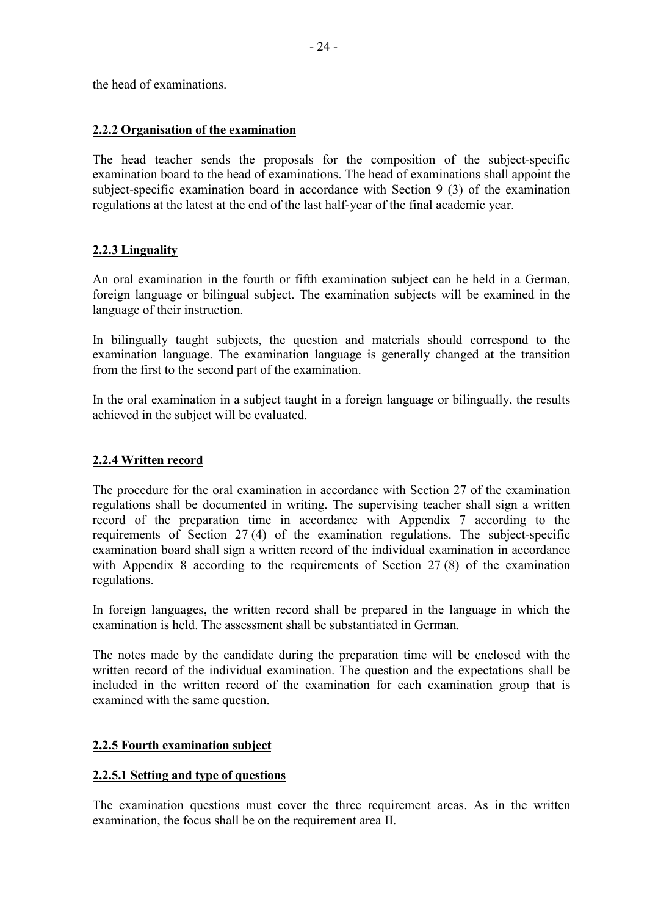the head of examinations.

#### 2.2.2 Organisation of the examination

The head teacher sends the proposals for the composition of the subject-specific examination board to the head of examinations. The head of examinations shall appoint the subject-specific examination board in accordance with Section 9 (3) of the examination regulations at the latest at the end of the last half-year of the final academic year.

#### 2.2.3 Linguality

An oral examination in the fourth or fifth examination subject can he held in a German, foreign language or bilingual subject. The examination subjects will be examined in the language of their instruction.

In bilingually taught subjects, the question and materials should correspond to the examination language. The examination language is generally changed at the transition from the first to the second part of the examination.

In the oral examination in a subject taught in a foreign language or bilingually, the results achieved in the subject will be evaluated.

#### 2.2.4 Written record

The procedure for the oral examination in accordance with Section 27 of the examination regulations shall be documented in writing. The supervising teacher shall sign a written record of the preparation time in accordance with Appendix 7 according to the requirements of Section 27 (4) of the examination regulations. The subject-specific examination board shall sign a written record of the individual examination in accordance with Appendix 8 according to the requirements of Section 27 (8) of the examination regulations.

In foreign languages, the written record shall be prepared in the language in which the examination is held. The assessment shall be substantiated in German.

The notes made by the candidate during the preparation time will be enclosed with the written record of the individual examination. The question and the expectations shall be included in the written record of the examination for each examination group that is examined with the same question.

#### 2.2.5 Fourth examination subject

##### 2.2.5.1 Setting and type of questions

The examination questions must cover the three requirement areas. As in the written examination, the focus shall be on the requirement area II.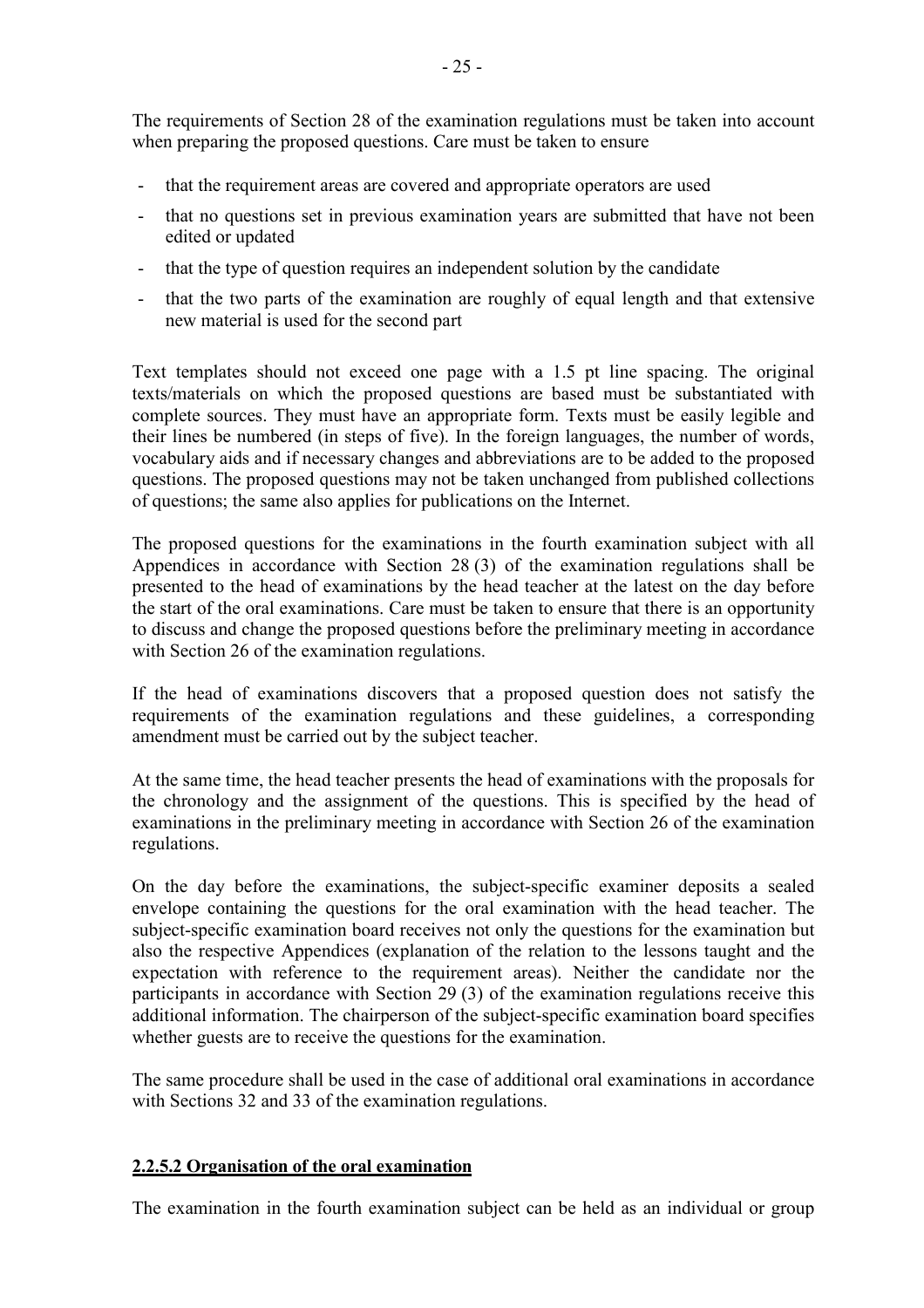The requirements of Section 28 of the examination regulations must be taken into account when preparing the proposed questions. Care must be taken to ensure

- that the requirement areas are covered and appropriate operators are used
- that no questions set in previous examination years are submitted that have not been edited or updated
- that the type of question requires an independent solution by the candidate
- that the two parts of the examination are roughly of equal length and that extensive new material is used for the second part

Text templates should not exceed one page with a 1.5 pt line spacing. The original texts/materials on which the proposed questions are based must be substantiated with complete sources. They must have an appropriate form. Texts must be easily legible and their lines be numbered (in steps of five). In the foreign languages, the number of words, vocabulary aids and if necessary changes and abbreviations are to be added to the proposed questions. The proposed questions may not be taken unchanged from published collections of questions; the same also applies for publications on the Internet.

The proposed questions for the examinations in the fourth examination subject with all Appendices in accordance with Section 28 (3) of the examination regulations shall be presented to the head of examinations by the head teacher at the latest on the day before the start of the oral examinations. Care must be taken to ensure that there is an opportunity to discuss and change the proposed questions before the preliminary meeting in accordance with Section 26 of the examination regulations.

If the head of examinations discovers that a proposed question does not satisfy the requirements of the examination regulations and these guidelines, a corresponding amendment must be carried out by the subject teacher.

At the same time, the head teacher presents the head of examinations with the proposals for the chronology and the assignment of the questions. This is specified by the head of examinations in the preliminary meeting in accordance with Section 26 of the examination regulations.

On the day before the examinations, the subject-specific examiner deposits a sealed envelope containing the questions for the oral examination with the head teacher. The subject-specific examination board receives not only the questions for the examination but also the respective Appendices (explanation of the relation to the lessons taught and the expectation with reference to the requirement areas). Neither the candidate nor the participants in accordance with Section 29 (3) of the examination regulations receive this additional information. The chairperson of the subject-specific examination board specifies whether guests are to receive the questions for the examination.

The same procedure shall be used in the case of additional oral examinations in accordance with Sections 32 and 33 of the examination regulations.

#### 2.2.5.2 Organisation of the oral examination

The examination in the fourth examination subject can be held as an individual or group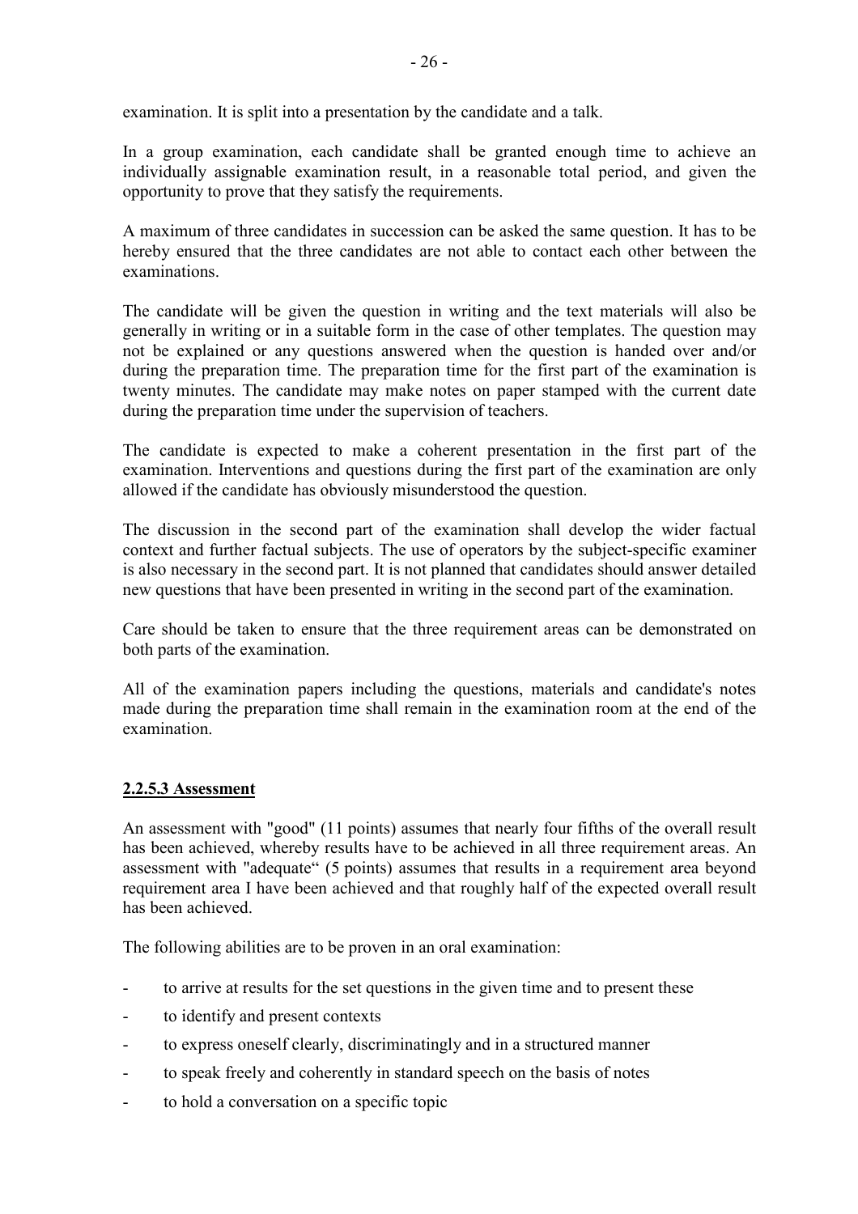examination. It is split into a presentation by the candidate and a talk.

In a group examination, each candidate shall be granted enough time to achieve an individually assignable examination result, in a reasonable total period, and given the opportunity to prove that they satisfy the requirements.

A maximum of three candidates in succession can be asked the same question. It has to be hereby ensured that the three candidates are not able to contact each other between the examinations.

The candidate will be given the question in writing and the text materials will also be generally in writing or in a suitable form in the case of other templates. The question may not be explained or any questions answered when the question is handed over and/or during the preparation time. The preparation time for the first part of the examination is twenty minutes. The candidate may make notes on paper stamped with the current date during the preparation time under the supervision of teachers.

The candidate is expected to make a coherent presentation in the first part of the examination. Interventions and questions during the first part of the examination are only allowed if the candidate has obviously misunderstood the question.

The discussion in the second part of the examination shall develop the wider factual context and further factual subjects. The use of operators by the subject-specific examiner is also necessary in the second part. It is not planned that candidates should answer detailed new questions that have been presented in writing in the second part of the examination.

Care should be taken to ensure that the three requirement areas can be demonstrated on both parts of the examination.

All of the examination papers including the questions, materials and candidate's notes made during the preparation time shall remain in the examination room at the end of the examination.

#### 2.2.5.3 Assessment

An assessment with "good" (11 points) assumes that nearly four fifths of the overall result has been achieved, whereby results have to be achieved in all three requirement areas. An assessment with "adequate“ (5 points) assumes that results in a requirement area beyond requirement area I have been achieved and that roughly half of the expected overall result has been achieved.

The following abilities are to be proven in an oral examination:

- to arrive at results for the set questions in the given time and to present these
- to identify and present contexts
- to express oneself clearly, discriminatingly and in a structured manner
- to speak freely and coherently in standard speech on the basis of notes
- to hold a conversation on a specific topic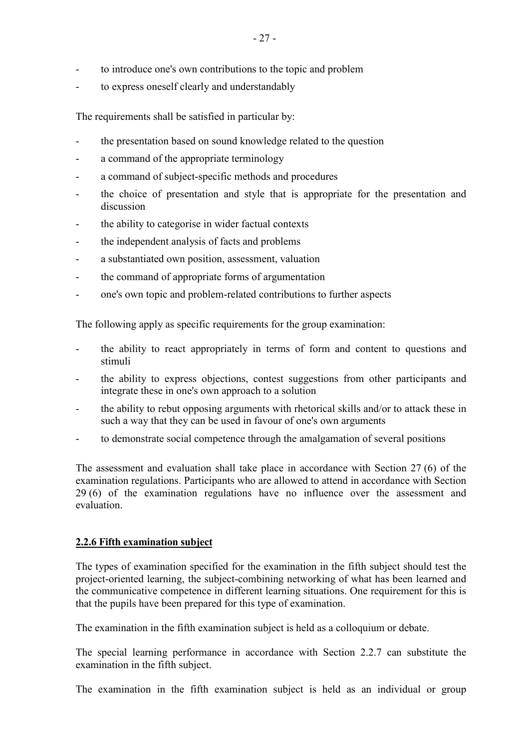- to introduce one's own contributions to the topic and problem
- to express oneself clearly and understandably

The requirements shall be satisfied in particular by:

- the presentation based on sound knowledge related to the question
- a command of the appropriate terminology
- a command of subject-specific methods and procedures
- the choice of presentation and style that is appropriate for the presentation and discussion
- the ability to categorise in wider factual contexts
- the independent analysis of facts and problems
- a substantiated own position, assessment, valuation
- the command of appropriate forms of argumentation
- one's own topic and problem-related contributions to further aspects

The following apply as specific requirements for the group examination:

- the ability to react appropriately in terms of form and content to questions and stimuli
- the ability to express objections, contest suggestions from other participants and integrate these in one's own approach to a solution
- the ability to rebut opposing arguments with rhetorical skills and/or to attack these in such a way that they can be used in favour of one's own arguments
- to demonstrate social competence through the amalgamation of several positions

The assessment and evaluation shall take place in accordance with Section 27 (6) of the examination regulations. Participants who are allowed to attend in accordance with Section 29 (6) of the examination regulations have no influence over the assessment and evaluation.

### 2.2.6 Fifth examination subject

The types of examination specified for the examination in the fifth subject should test the project-oriented learning, the subject-combining networking of what has been learned and the communicative competence in different learning situations. One requirement for this is that the pupils have been prepared for this type of examination.

The examination in the fifth examination subject is held as a colloquium or debate.

The special learning performance in accordance with Section 2.2.7 can substitute the examination in the fifth subject.

The examination in the fifth examination subject is held as an individual or group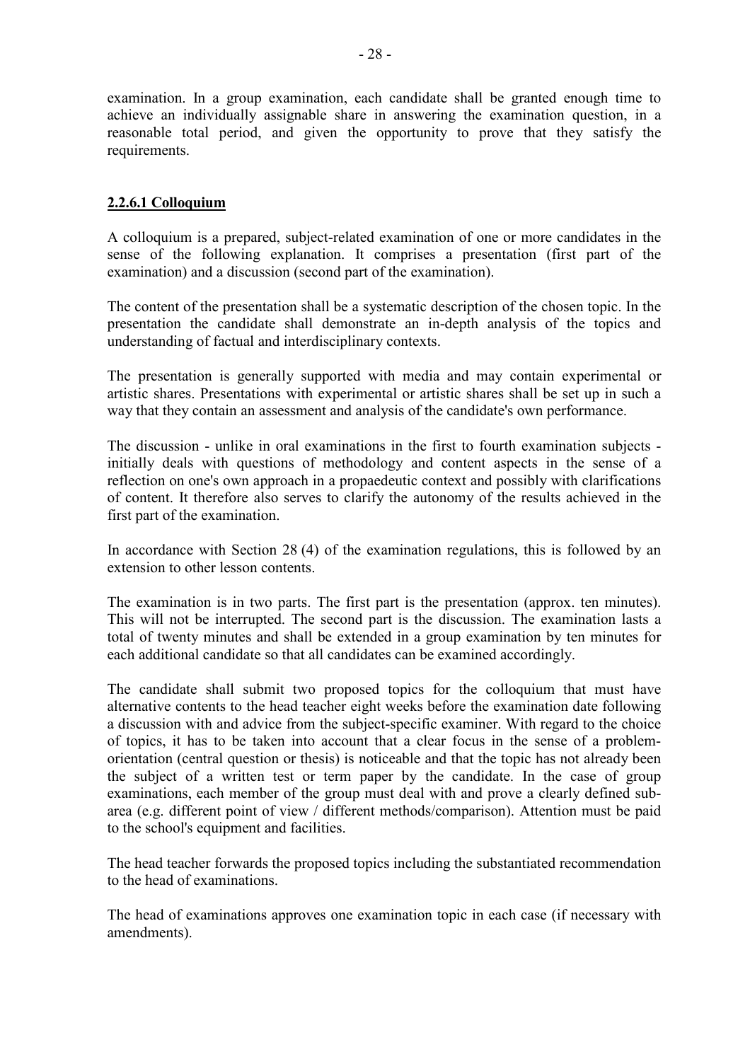examination. In a group examination, each candidate shall be granted enough time to achieve an individually assignable share in answering the examination question, in a reasonable total period, and given the opportunity to prove that they satisfy the requirements.

#### 2.2.6.1 Colloquium

A colloquium is a prepared, subject-related examination of one or more candidates in the sense of the following explanation. It comprises a presentation (first part of the examination) and a discussion (second part of the examination).

The content of the presentation shall be a systematic description of the chosen topic. In the presentation the candidate shall demonstrate an in-depth analysis of the topics and understanding of factual and interdisciplinary contexts.

The presentation is generally supported with media and may contain experimental or artistic shares. Presentations with experimental or artistic shares shall be set up in such a way that they contain an assessment and analysis of the candidate's own performance.

The discussion - unlike in oral examinations in the first to fourth examination subjects - initially deals with questions of methodology and content aspects in the sense of a reflection on one's own approach in a propaedeutic context and possibly with clarifications of content. It therefore also serves to clarify the autonomy of the results achieved in the first part of the examination.

In accordance with Section 28 (4) of the examination regulations, this is followed by an extension to other lesson contents.

The examination is in two parts. The first part is the presentation (approx. ten minutes). This will not be interrupted. The second part is the discussion. The examination lasts a total of twenty minutes and shall be extended in a group examination by ten minutes for each additional candidate so that all candidates can be examined accordingly.

The candidate shall submit two proposed topics for the colloquium that must have alternative contents to the head teacher eight weeks before the examination date following a discussion with and advice from the subject-specific examiner. With regard to the choice of topics, it has to be taken into account that a clear focus in the sense of a problem-orientation (central question or thesis) is noticeable and that the topic has not already been the subject of a written test or term paper by the candidate. In the case of group examinations, each member of the group must deal with and prove a clearly defined sub-area (e.g. different point of view / different methods/comparison). Attention must be paid to the school's equipment and facilities.

The head teacher forwards the proposed topics including the substantiated recommendation to the head of examinations.

The head of examinations approves one examination topic in each case (if necessary with amendments).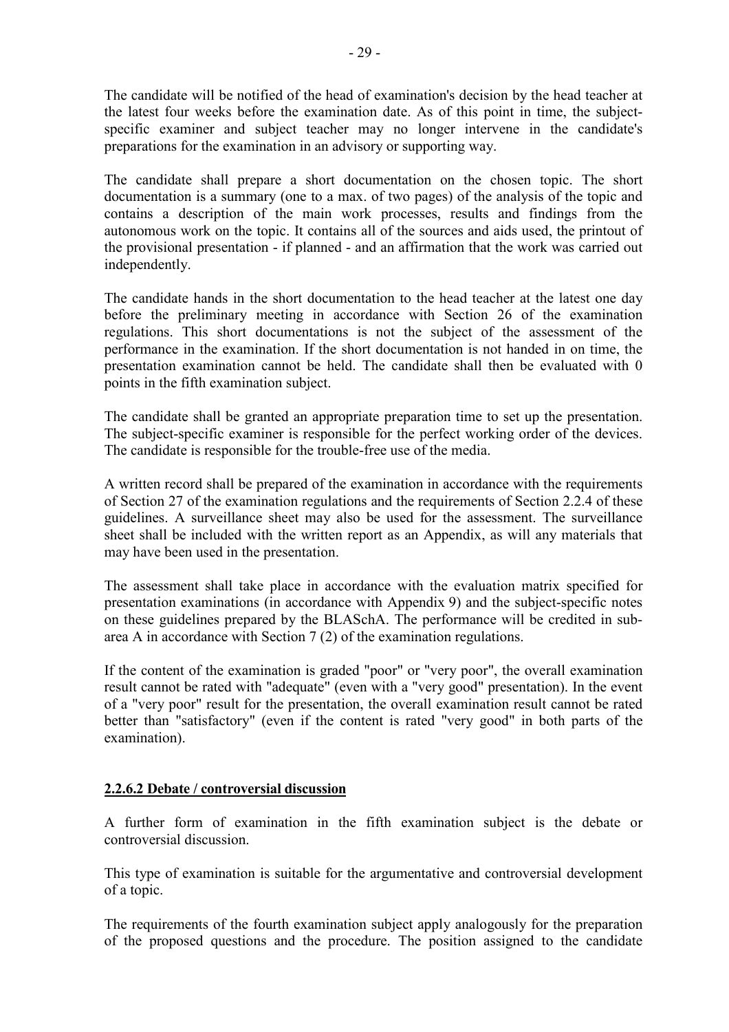The candidate will be notified of the head of examination's decision by the head teacher at the latest four weeks before the examination date. As of this point in time, the subject-specific examiner and subject teacher may no longer intervene in the candidate's preparations for the examination in an advisory or supporting way.

The candidate shall prepare a short documentation on the chosen topic. The short documentation is a summary (one to a max. of two pages) of the analysis of the topic and contains a description of the main work processes, results and findings from the autonomous work on the topic. It contains all of the sources and aids used, the printout of the provisional presentation - if planned - and an affirmation that the work was carried out independently.

The candidate hands in the short documentation to the head teacher at the latest one day before the preliminary meeting in accordance with Section 26 of the examination regulations. This short documentations is not the subject of the assessment of the performance in the examination. If the short documentation is not handed in on time, the presentation examination cannot be held. The candidate shall then be evaluated with 0 points in the fifth examination subject.

The candidate shall be granted an appropriate preparation time to set up the presentation. The subject-specific examiner is responsible for the perfect working order of the devices. The candidate is responsible for the trouble-free use of the media.

A written record shall be prepared of the examination in accordance with the requirements of Section 27 of the examination regulations and the requirements of Section 2.2.4 of these guidelines. A surveillance sheet may also be used for the assessment. The surveillance sheet shall be included with the written report as an Appendix, as will any materials that may have been used in the presentation.

The assessment shall take place in accordance with the evaluation matrix specified for presentation examinations (in accordance with Appendix 9) and the subject-specific notes on these guidelines prepared by the BLASchA. The performance will be credited in sub-area A in accordance with Section 7 (2) of the examination regulations.

If the content of the examination is graded "poor" or "very poor", the overall examination result cannot be rated with "adequate" (even with a "very good" presentation). In the event of a "very poor" result for the presentation, the overall examination result cannot be rated better than "satisfactory" (even if the content is rated "very good" in both parts of the examination).

#### 2.2.6.2 Debate / controversial discussion

A further form of examination in the fifth examination subject is the debate or controversial discussion.

This type of examination is suitable for the argumentative and controversial development of a topic.

The requirements of the fourth examination subject apply analogously for the preparation of the proposed questions and the procedure. The position assigned to the candidate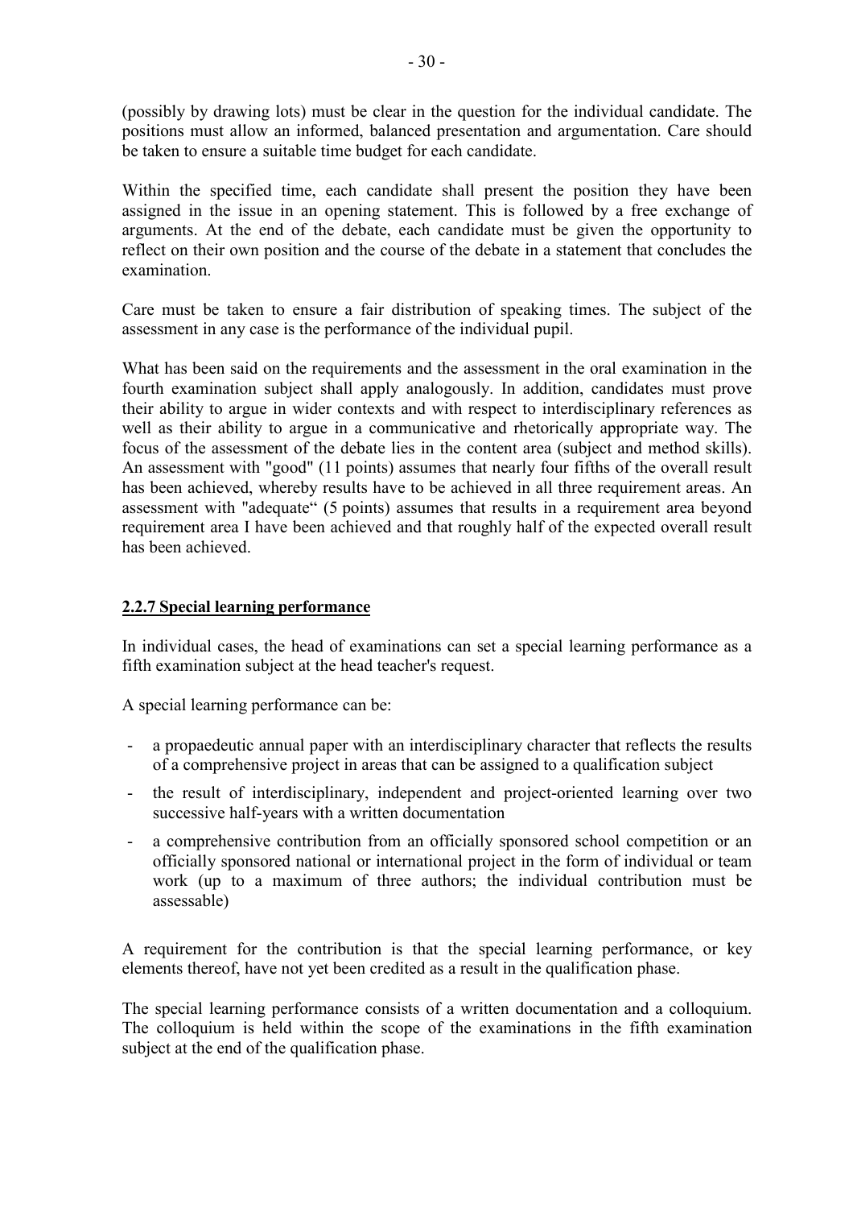(possibly by drawing lots) must be clear in the question for the individual candidate. The positions must allow an informed, balanced presentation and argumentation. Care should be taken to ensure a suitable time budget for each candidate.

Within the specified time, each candidate shall present the position they have been assigned in the issue in an opening statement. This is followed by a free exchange of arguments. At the end of the debate, each candidate must be given the opportunity to reflect on their own position and the course of the debate in a statement that concludes the examination.

Care must be taken to ensure a fair distribution of speaking times. The subject of the assessment in any case is the performance of the individual pupil.

What has been said on the requirements and the assessment in the oral examination in the fourth examination subject shall apply analogously. In addition, candidates must prove their ability to argue in wider contexts and with respect to interdisciplinary references as well as their ability to argue in a communicative and rhetorically appropriate way. The focus of the assessment of the debate lies in the content area (subject and method skills). An assessment with "good" (11 points) assumes that nearly four fifths of the overall result has been achieved, whereby results have to be achieved in all three requirement areas. An assessment with "adequate" (5 points) assumes that results in a requirement area beyond requirement area I have been achieved and that roughly half of the expected overall result has been achieved.

### 2.2.7 Special learning performance

In individual cases, the head of examinations can set a special learning performance as a fifth examination subject at the head teacher's request.

A special learning performance can be:

- a propaedeutic annual paper with an interdisciplinary character that reflects the results of a comprehensive project in areas that can be assigned to a qualification subject
- the result of interdisciplinary, independent and project-oriented learning over two successive half-years with a written documentation
- a comprehensive contribution from an officially sponsored school competition or an officially sponsored national or international project in the form of individual or team work (up to a maximum of three authors; the individual contribution must be assessable)

A requirement for the contribution is that the special learning performance, or key elements thereof, have not yet been credited as a result in the qualification phase.

The special learning performance consists of a written documentation and a colloquium. The colloquium is held within the scope of the examinations in the fifth examination subject at the end of the qualification phase.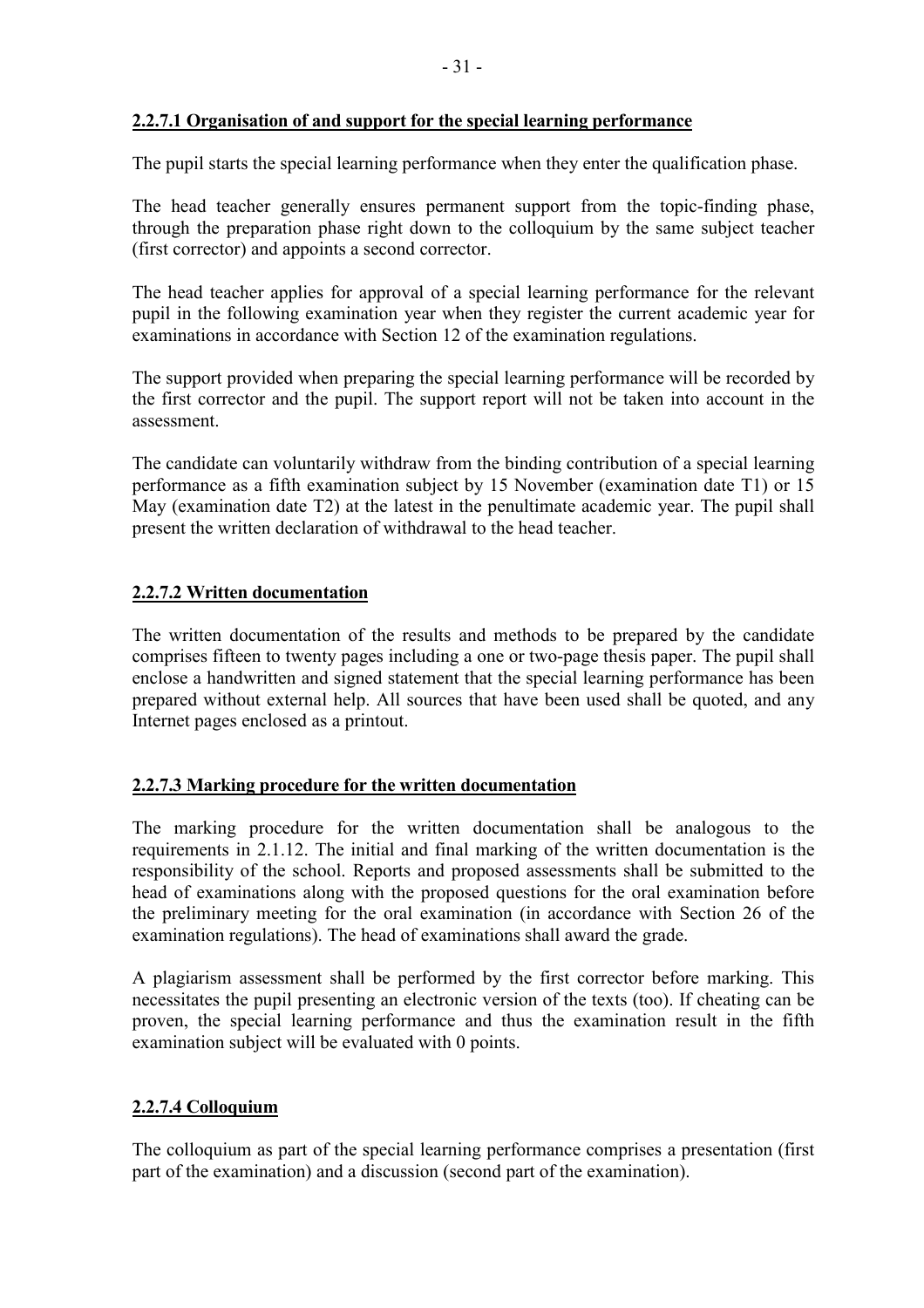#### 2.2.7.1 Organisation of and support for the special learning performance

The pupil starts the special learning performance when they enter the qualification phase.

The head teacher generally ensures permanent support from the topic-finding phase, through the preparation phase right down to the colloquium by the same subject teacher (first corrector) and appoints a second corrector.

The head teacher applies for approval of a special learning performance for the relevant pupil in the following examination year when they register the current academic year for examinations in accordance with Section 12 of the examination regulations.

The support provided when preparing the special learning performance will be recorded by the first corrector and the pupil. The support report will not be taken into account in the assessment.

The candidate can voluntarily withdraw from the binding contribution of a special learning performance as a fifth examination subject by 15 November (examination date T1) or 15 May (examination date T2) at the latest in the penultimate academic year. The pupil shall present the written declaration of withdrawal to the head teacher.

#### 2.2.7.2 Written documentation

The written documentation of the results and methods to be prepared by the candidate comprises fifteen to twenty pages including a one or two-page thesis paper. The pupil shall enclose a handwritten and signed statement that the special learning performance has been prepared without external help. All sources that have been used shall be quoted, and any Internet pages enclosed as a printout.

#### 2.2.7.3 Marking procedure for the written documentation

The marking procedure for the written documentation shall be analogous to the requirements in 2.1.12. The initial and final marking of the written documentation is the responsibility of the school. Reports and proposed assessments shall be submitted to the head of examinations along with the proposed questions for the oral examination before the preliminary meeting for the oral examination (in accordance with Section 26 of the examination regulations). The head of examinations shall award the grade.

A plagiarism assessment shall be performed by the first corrector before marking. This necessitates the pupil presenting an electronic version of the texts (too). If cheating can be proven, the special learning performance and thus the examination result in the fifth examination subject will be evaluated with 0 points.

#### 2.2.7.4 Colloquium

The colloquium as part of the special learning performance comprises a presentation (first part of the examination) and a discussion (second part of the examination).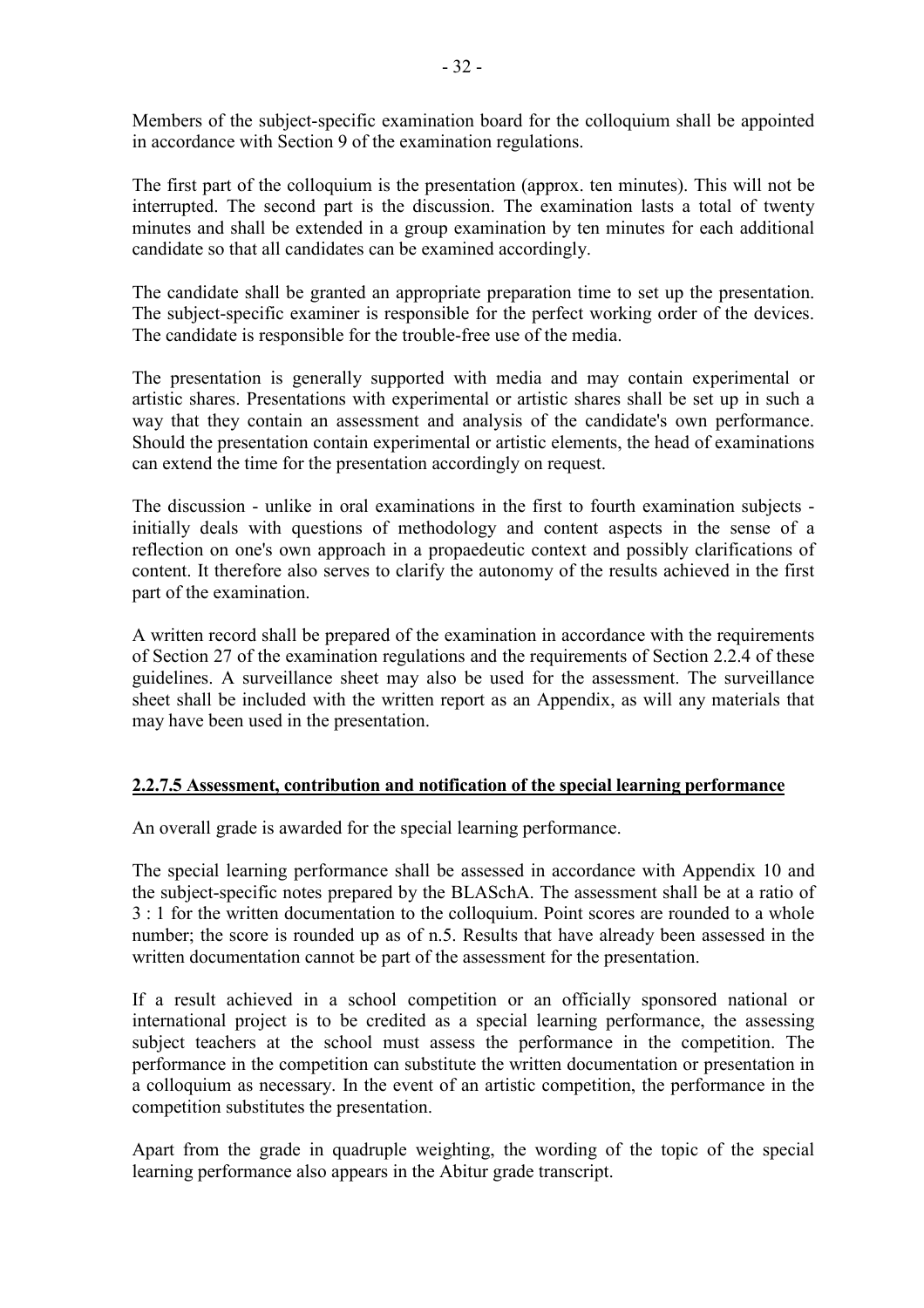Members of the subject-specific examination board for the colloquium shall be appointed in accordance with Section 9 of the examination regulations.

The first part of the colloquium is the presentation (approx. ten minutes). This will not be interrupted. The second part is the discussion. The examination lasts a total of twenty minutes and shall be extended in a group examination by ten minutes for each additional candidate so that all candidates can be examined accordingly.

The candidate shall be granted an appropriate preparation time to set up the presentation. The subject-specific examiner is responsible for the perfect working order of the devices. The candidate is responsible for the trouble-free use of the media.

The presentation is generally supported with media and may contain experimental or artistic shares. Presentations with experimental or artistic shares shall be set up in such a way that they contain an assessment and analysis of the candidate's own performance. Should the presentation contain experimental or artistic elements, the head of examinations can extend the time for the presentation accordingly on request.

The discussion - unlike in oral examinations in the first to fourth examination subjects - initially deals with questions of methodology and content aspects in the sense of a reflection on one's own approach in a propaedeutic context and possibly clarifications of content. It therefore also serves to clarify the autonomy of the results achieved in the first part of the examination.

A written record shall be prepared of the examination in accordance with the requirements of Section 27 of the examination regulations and the requirements of Section 2.2.4 of these guidelines. A surveillance sheet may also be used for the assessment. The surveillance sheet shall be included with the written report as an Appendix, as will any materials that may have been used in the presentation.

#### 2.2.7.5 Assessment, contribution and notification of the special learning performance

An overall grade is awarded for the special learning performance.

The special learning performance shall be assessed in accordance with Appendix 10 and the subject-specific notes prepared by the BLASchA. The assessment shall be at a ratio of 3 : 1 for the written documentation to the colloquium. Point scores are rounded to a whole number; the score is rounded up as of n.5. Results that have already been assessed in the written documentation cannot be part of the assessment for the presentation.

If a result achieved in a school competition or an officially sponsored national or international project is to be credited as a special learning performance, the assessing subject teachers at the school must assess the performance in the competition. The performance in the competition can substitute the written documentation or presentation in a colloquium as necessary. In the event of an artistic competition, the performance in the competition substitutes the presentation.

Apart from the grade in quadruple weighting, the wording of the topic of the special learning performance also appears in the Abitur grade transcript.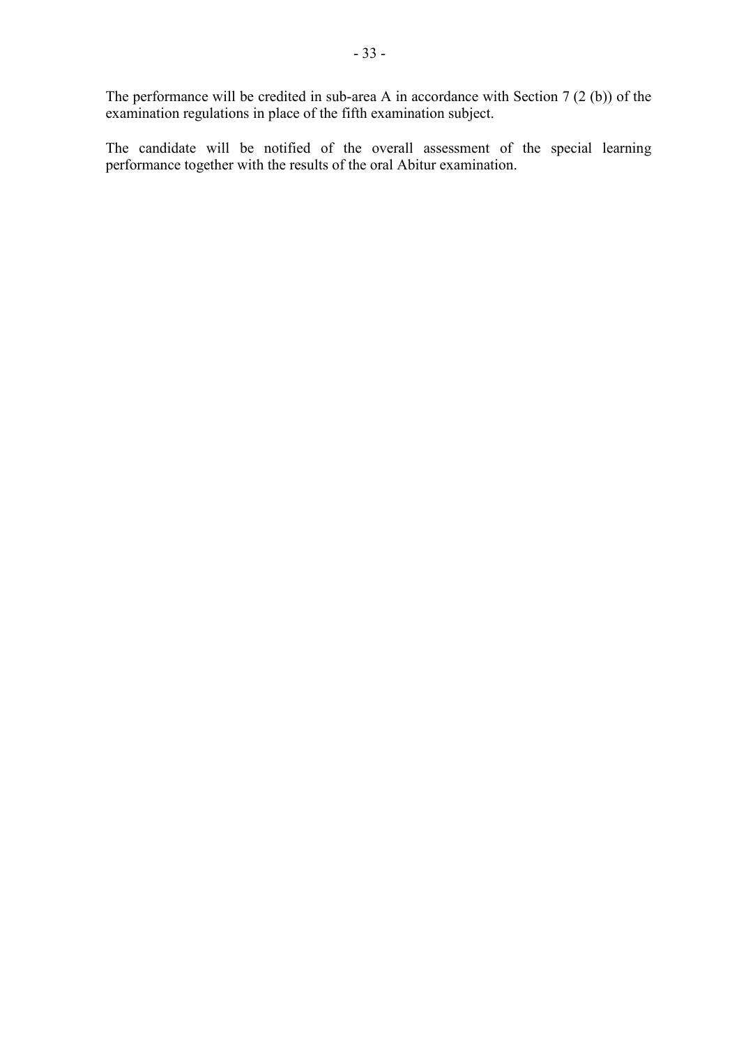The performance will be credited in sub-area A in accordance with Section 7 (2 (b)) of the examination regulations in place of the fifth examination subject.

The candidate will be notified of the overall assessment of the special learning performance together with the results of the oral Abitur examination.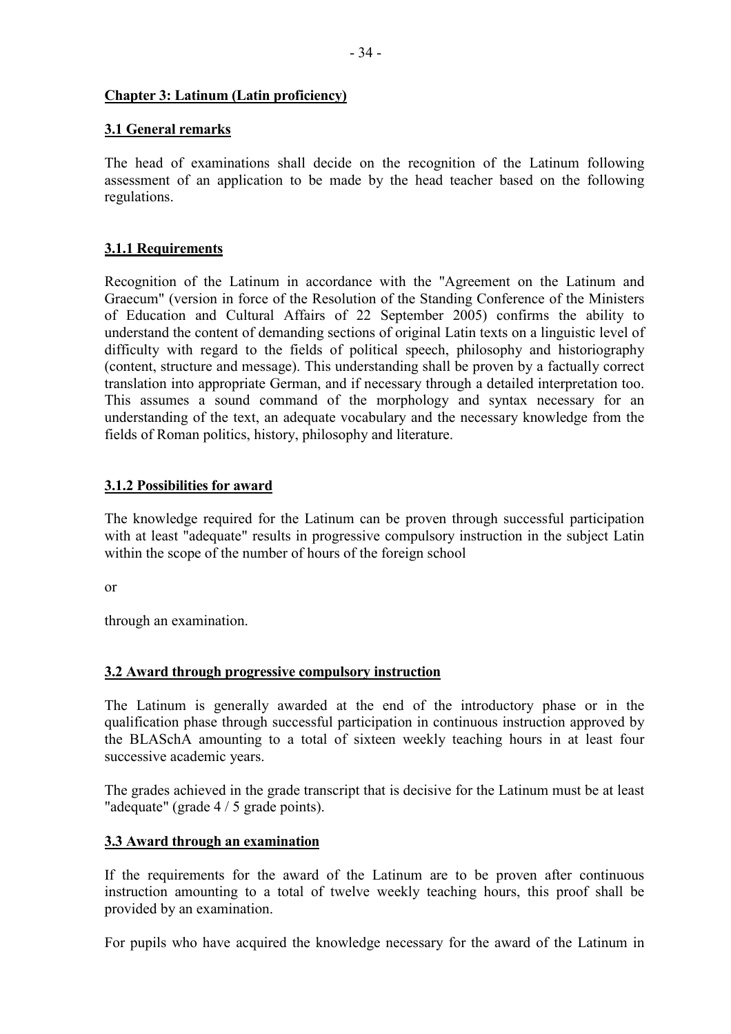## Chapter 3: Latinum (Latin proficiency)

### 3.1 General remarks

The head of examinations shall decide on the recognition of the Latinum following assessment of an application to be made by the head teacher based on the following regulations.

#### 3.1.1 Requirements

Recognition of the Latinum in accordance with the "Agreement on the Latinum and Graecum" (version in force of the Resolution of the Standing Conference of the Ministers of Education and Cultural Affairs of 22 September 2005) confirms the ability to understand the content of demanding sections of original Latin texts on a linguistic level of difficulty with regard to the fields of political speech, philosophy and historiography (content, structure and message). This understanding shall be proven by a factually correct translation into appropriate German, and if necessary through a detailed interpretation too. This assumes a sound command of the morphology and syntax necessary for an understanding of the text, an adequate vocabulary and the necessary knowledge from the fields of Roman politics, history, philosophy and literature.

#### 3.1.2 Possibilities for award

The knowledge required for the Latinum can be proven through successful participation with at least "adequate" results in progressive compulsory instruction in the subject Latin within the scope of the number of hours of the foreign school

or

through an examination.

### 3.2 Award through progressive compulsory instruction

The Latinum is generally awarded at the end of the introductory phase or in the qualification phase through successful participation in continuous instruction approved by the BLASchA amounting to a total of sixteen weekly teaching hours in at least four successive academic years.

The grades achieved in the grade transcript that is decisive for the Latinum must be at least "adequate" (grade 4 / 5 grade points).

### 3.3 Award through an examination

If the requirements for the award of the Latinum are to be proven after continuous instruction amounting to a total of twelve weekly teaching hours, this proof shall be provided by an examination.

For pupils who have acquired the knowledge necessary for the award of the Latinum in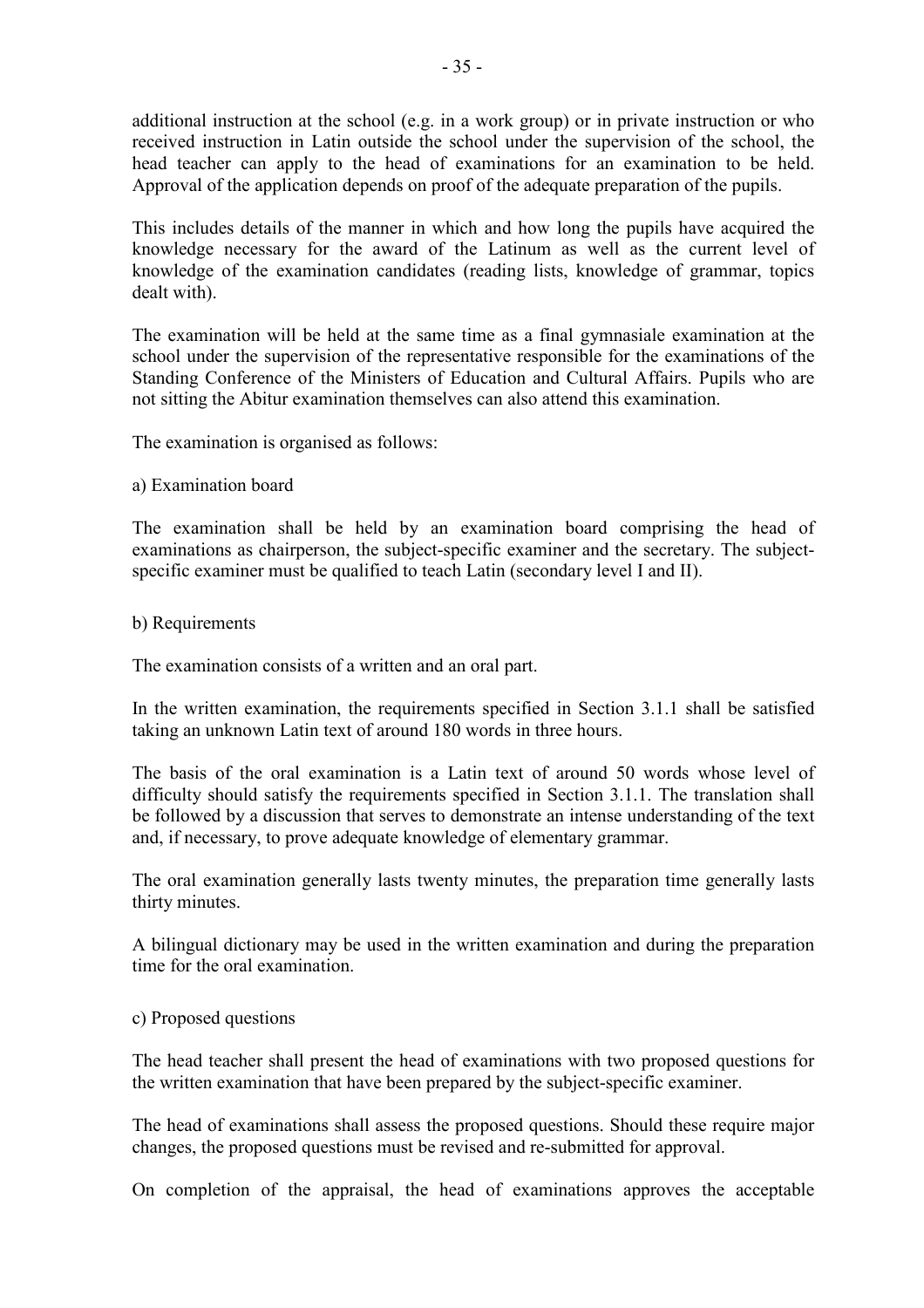additional instruction at the school (e.g. in a work group) or in private instruction or who received instruction in Latin outside the school under the supervision of the school, the head teacher can apply to the head of examinations for an examination to be held. Approval of the application depends on proof of the adequate preparation of the pupils.

This includes details of the manner in which and how long the pupils have acquired the knowledge necessary for the award of the Latinum as well as the current level of knowledge of the examination candidates (reading lists, knowledge of grammar, topics dealt with).

The examination will be held at the same time as a final gymnasiale examination at the school under the supervision of the representative responsible for the examinations of the Standing Conference of the Ministers of Education and Cultural Affairs. Pupils who are not sitting the Abitur examination themselves can also attend this examination.

The examination is organised as follows:

a) Examination board

The examination shall be held by an examination board comprising the head of examinations as chairperson, the subject-specific examiner and the secretary. The subject-specific examiner must be qualified to teach Latin (secondary level I and II).

b) Requirements

The examination consists of a written and an oral part.

In the written examination, the requirements specified in Section 3.1.1 shall be satisfied taking an unknown Latin text of around 180 words in three hours.

The basis of the oral examination is a Latin text of around 50 words whose level of difficulty should satisfy the requirements specified in Section 3.1.1. The translation shall be followed by a discussion that serves to demonstrate an intense understanding of the text and, if necessary, to prove adequate knowledge of elementary grammar.

The oral examination generally lasts twenty minutes, the preparation time generally lasts thirty minutes.

A bilingual dictionary may be used in the written examination and during the preparation time for the oral examination.

c) Proposed questions

The head teacher shall present the head of examinations with two proposed questions for the written examination that have been prepared by the subject-specific examiner.

The head of examinations shall assess the proposed questions. Should these require major changes, the proposed questions must be revised and re-submitted for approval.

On completion of the appraisal, the head of examinations approves the acceptable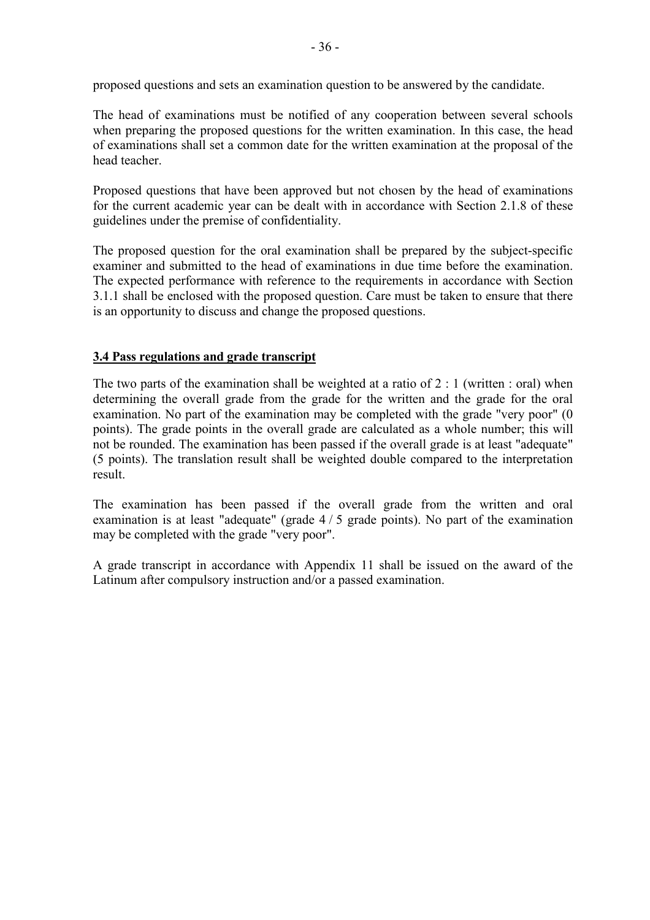proposed questions and sets an examination question to be answered by the candidate.

The head of examinations must be notified of any cooperation between several schools when preparing the proposed questions for the written examination. In this case, the head of examinations shall set a common date for the written examination at the proposal of the head teacher.

Proposed questions that have been approved but not chosen by the head of examinations for the current academic year can be dealt with in accordance with Section 2.1.8 of these guidelines under the premise of confidentiality.

The proposed question for the oral examination shall be prepared by the subject-specific examiner and submitted to the head of examinations in due time before the examination. The expected performance with reference to the requirements in accordance with Section 3.1.1 shall be enclosed with the proposed question. Care must be taken to ensure that there is an opportunity to discuss and change the proposed questions.

## 3.4 Pass regulations and grade transcript

The two parts of the examination shall be weighted at a ratio of 2 : 1 (written : oral) when determining the overall grade from the grade for the written and the grade for the oral examination. No part of the examination may be completed with the grade "very poor" (0 points). The grade points in the overall grade are calculated as a whole number; this will not be rounded. The examination has been passed if the overall grade is at least "adequate" (5 points). The translation result shall be weighted double compared to the interpretation result.

The examination has been passed if the overall grade from the written and oral examination is at least "adequate" (grade 4 / 5 grade points). No part of the examination may be completed with the grade "very poor".

A grade transcript in accordance with Appendix 11 shall be issued on the award of the Latinum after compulsory instruction and/or a passed examination.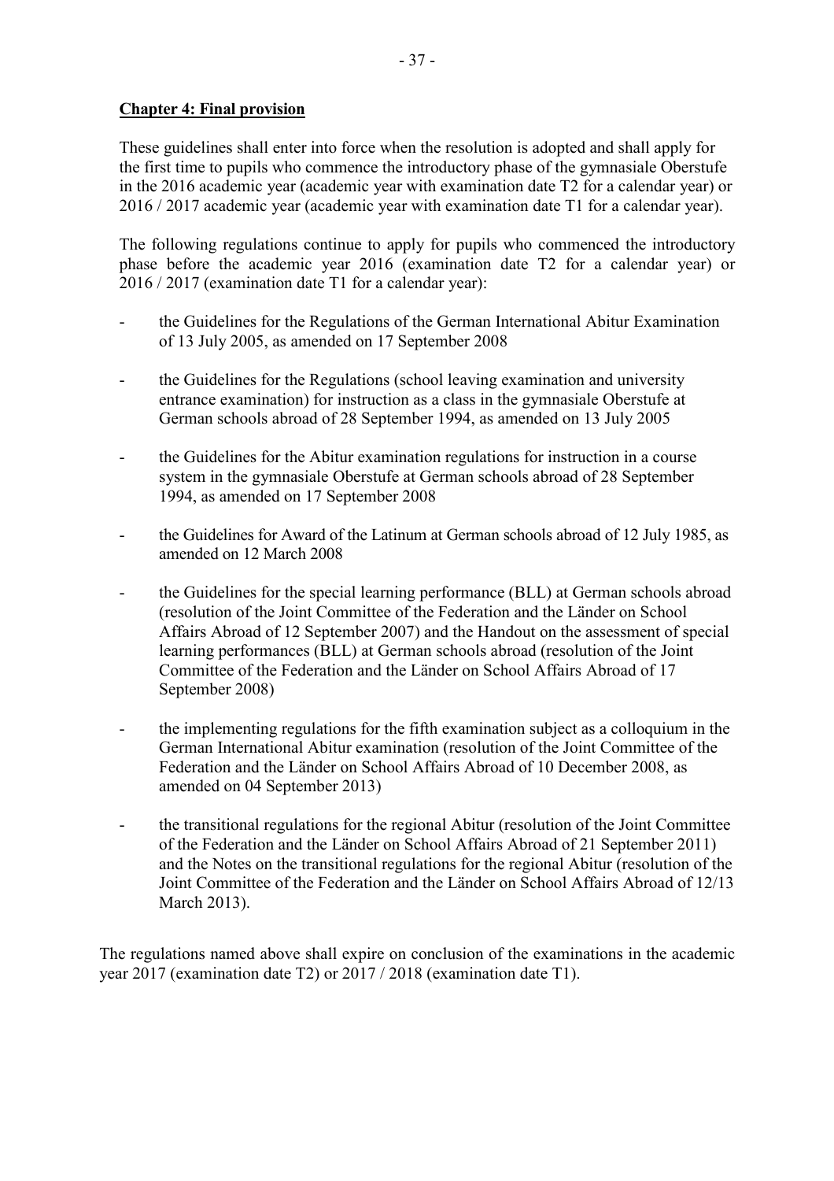## Chapter 4: Final provision

These guidelines shall enter into force when the resolution is adopted and shall apply for the first time to pupils who commence the introductory phase of the gymnasiale Oberstufe in the 2016 academic year (academic year with examination date T2 for a calendar year) or 2016 / 2017 academic year (academic year with examination date T1 for a calendar year).

The following regulations continue to apply for pupils who commenced the introductory phase before the academic year 2016 (examination date T2 for a calendar year) or 2016 / 2017 (examination date T1 for a calendar year):

- the Guidelines for the Regulations of the German International Abitur Examination of 13 July 2005, as amended on 17 September 2008
- the Guidelines for the Regulations (school leaving examination and university entrance examination) for instruction as a class in the gymnasiale Oberstufe at German schools abroad of 28 September 1994, as amended on 13 July 2005
- the Guidelines for the Abitur examination regulations for instruction in a course system in the gymnasiale Oberstufe at German schools abroad of 28 September 1994, as amended on 17 September 2008
- the Guidelines for Award of the Latinum at German schools abroad of 12 July 1985, as amended on 12 March 2008
- the Guidelines for the special learning performance (BLL) at German schools abroad (resolution of the Joint Committee of the Federation and the Länder on School Affairs Abroad of 12 September 2007) and the Handout on the assessment of special learning performances (BLL) at German schools abroad (resolution of the Joint Committee of the Federation and the Länder on School Affairs Abroad of 17 September 2008)
- the implementing regulations for the fifth examination subject as a colloquium in the German International Abitur examination (resolution of the Joint Committee of the Federation and the Länder on School Affairs Abroad of 10 December 2008, as amended on 04 September 2013)
- the transitional regulations for the regional Abitur (resolution of the Joint Committee of the Federation and the Länder on School Affairs Abroad of 21 September 2011) and the Notes on the transitional regulations for the regional Abitur (resolution of the Joint Committee of the Federation and the Länder on School Affairs Abroad of 12/13 March 2013).

The regulations named above shall expire on conclusion of the examinations in the academic year 2017 (examination date T2) or 2017 / 2018 (examination date T1).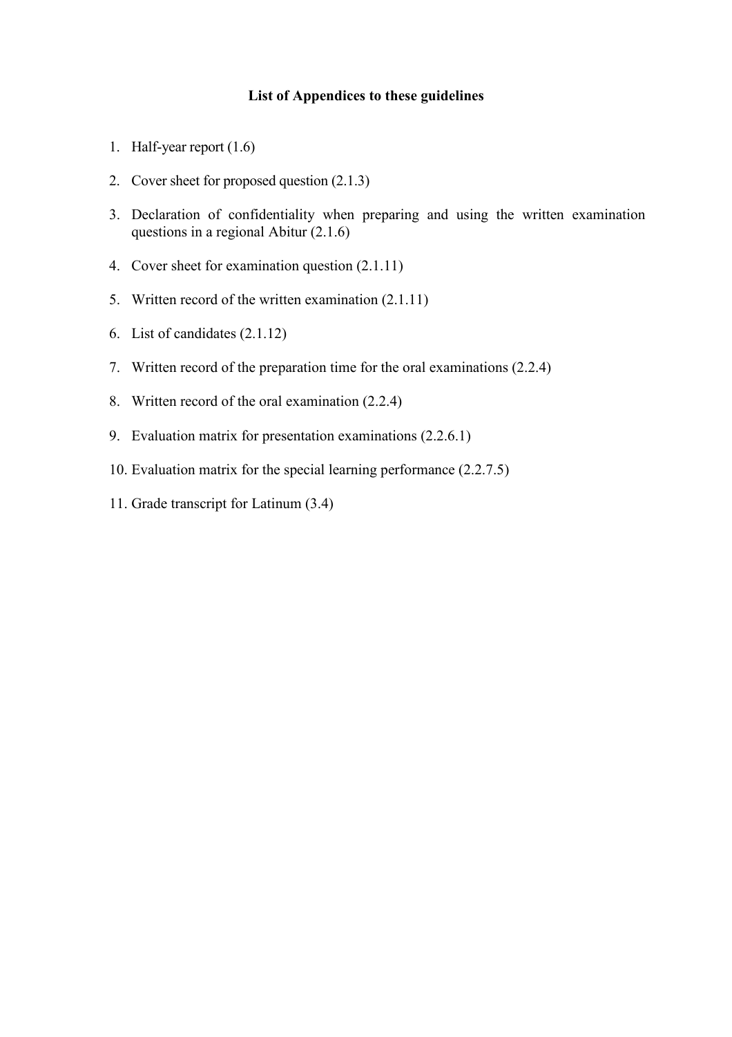**List of Appendices to these guidelines**

1. Half-year report (1.6)
2. Cover sheet for proposed question (2.1.3)
3. Declaration of confidentiality when preparing and using the written examination questions in a regional Abitur (2.1.6)
4. Cover sheet for examination question (2.1.11)
5. Written record of the written examination (2.1.11)
6. List of candidates (2.1.12)
7. Written record of the preparation time for the oral examinations (2.2.4)
8. Written record of the oral examination (2.2.4)
9. Evaluation matrix for presentation examinations (2.2.6.1)
10. Evaluation matrix for the special learning performance (2.2.7.5)
11. Grade transcript for Latinum (3.4)